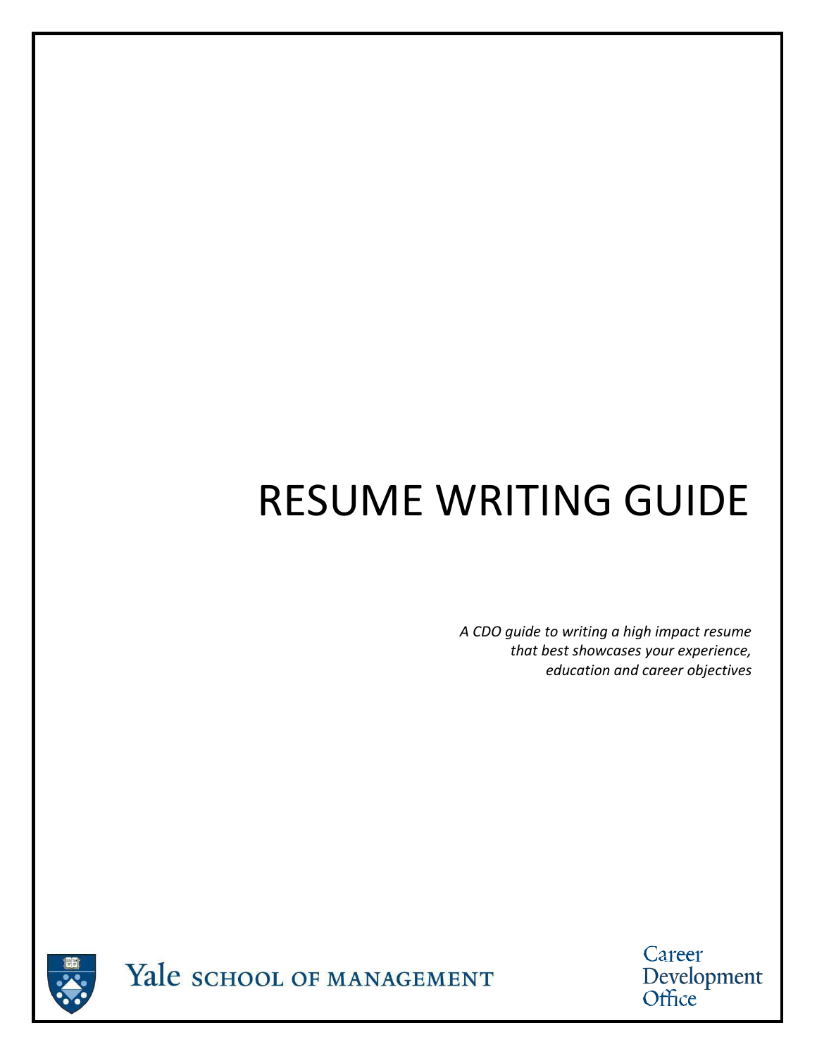# RESUME WRITING GUIDE

*A CDO guide to writing a high impact resume that best showcases your experience, education and career objectives*

Yale SCHOOL OF MANAGEMENT

Career Development Office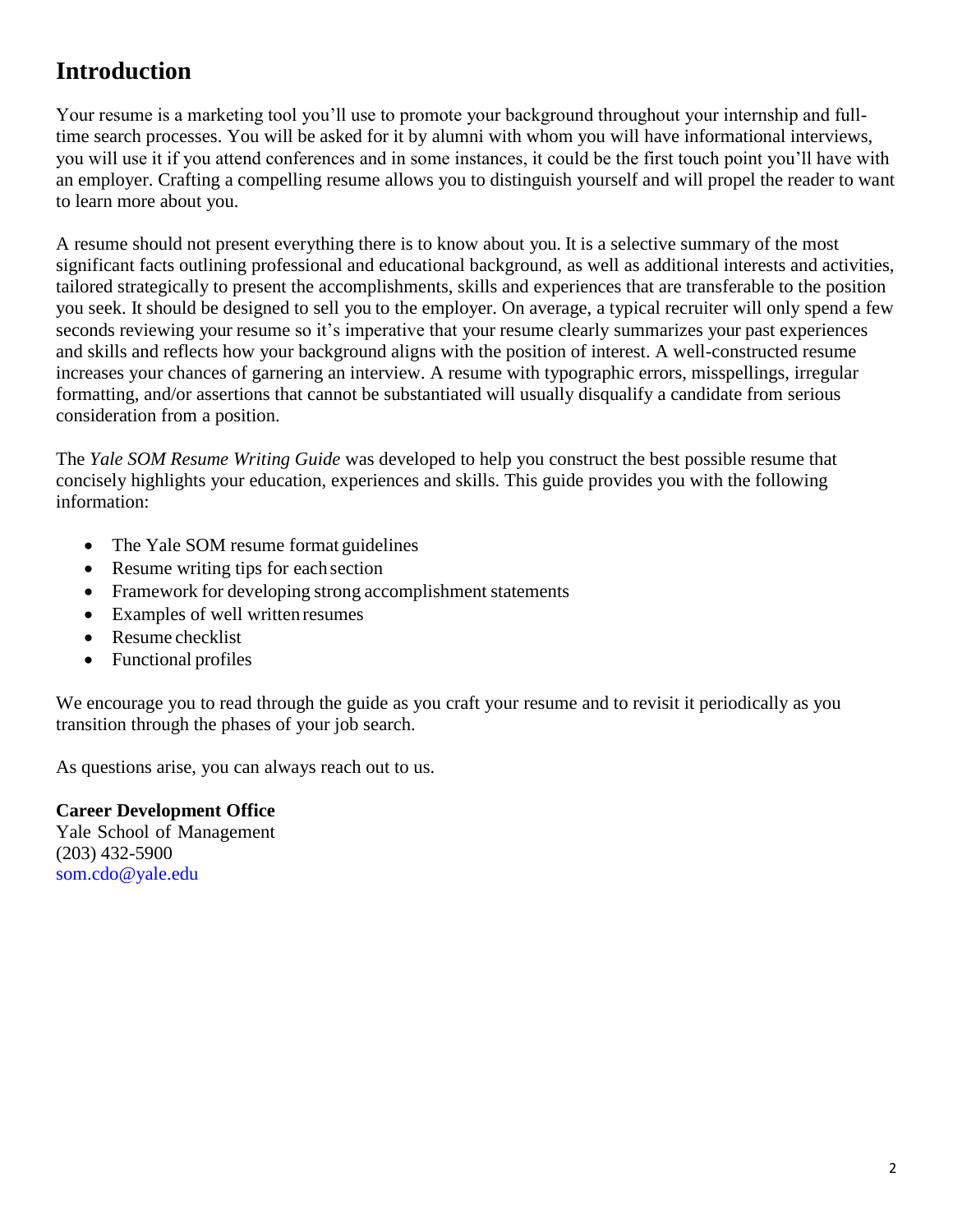# Introduction

Your resume is a marketing tool you'll use to promote your background throughout your internship and full-time search processes. You will be asked for it by alumni with whom you will have informational interviews, you will use it if you attend conferences and in some instances, it could be the first touch point you'll have with an employer. Crafting a compelling resume allows you to distinguish yourself and will propel the reader to want to learn more about you.

A resume should not present everything there is to know about you. It is a selective summary of the most significant facts outlining professional and educational background, as well as additional interests and activities, tailored strategically to present the accomplishments, skills and experiences that are transferable to the position you seek. It should be designed to sell you to the employer. On average, a typical recruiter will only spend a few seconds reviewing your resume so it's imperative that your resume clearly summarizes your past experiences and skills and reflects how your background aligns with the position of interest. A well-constructed resume increases your chances of garnering an interview. A resume with typographic errors, misspellings, irregular formatting, and/or assertions that cannot be substantiated will usually disqualify a candidate from serious consideration from a position.

The *Yale SOM Resume Writing Guide* was developed to help you construct the best possible resume that concisely highlights your education, experiences and skills. This guide provides you with the following information:

- The Yale SOM resume format guidelines
- Resume writing tips for each section
- Framework for developing strong accomplishment statements
- Examples of well written resumes
- Resume checklist
- Functional profiles

We encourage you to read through the guide as you craft your resume and to revisit it periodically as you transition through the phases of your job search.

As questions arise, you can always reach out to us.

**Career Development Office**
Yale School of Management
(203) 432-5900
som.cdo@yale.edu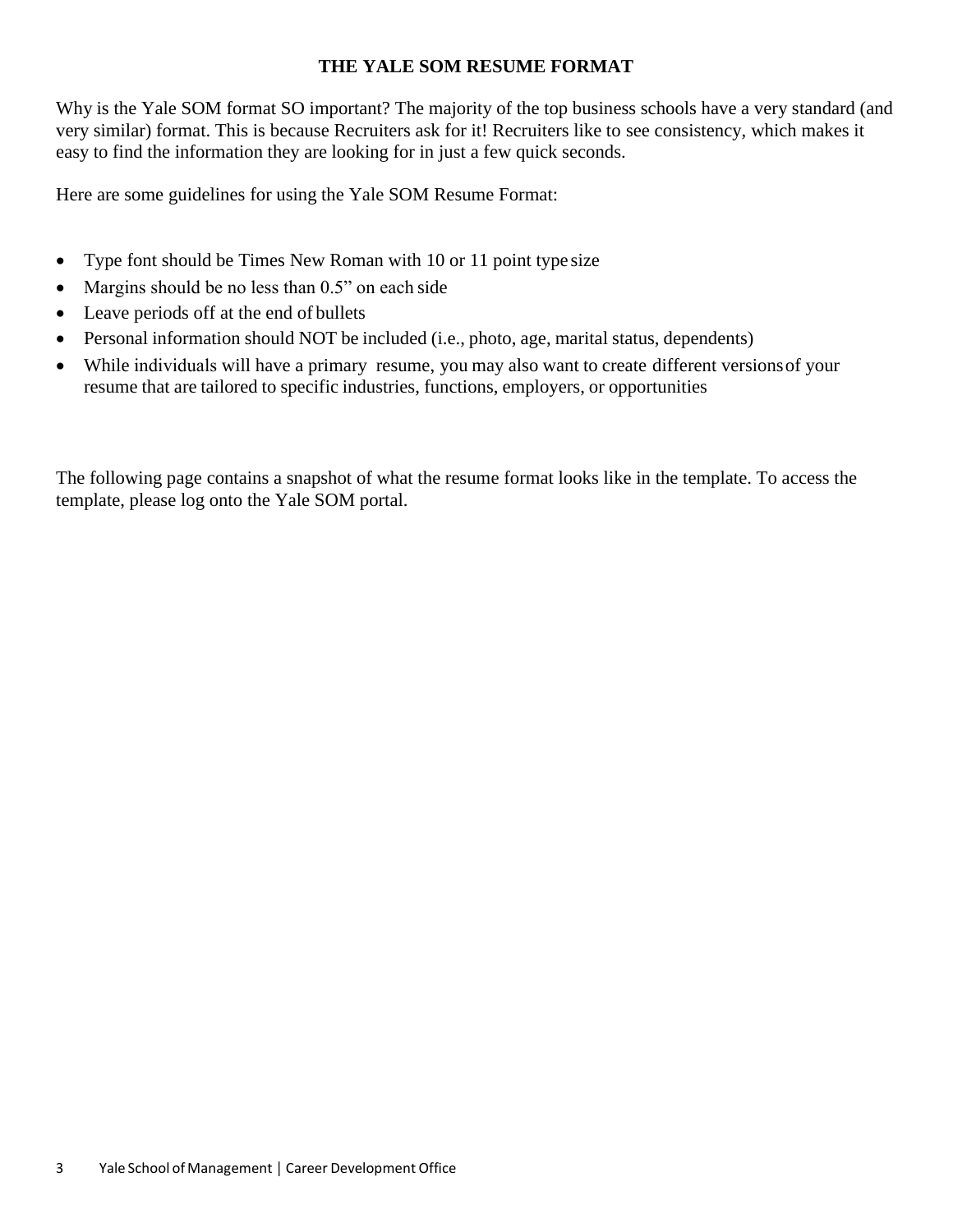# THE YALE SOM RESUME FORMAT

Why is the Yale SOM format SO important? The majority of the top business schools have a very standard (and very similar) format. This is because Recruiters ask for it! Recruiters like to see consistency, which makes it easy to find the information they are looking for in just a few quick seconds.

Here are some guidelines for using the Yale SOM Resume Format:

- Type font should be Times New Roman with 10 or 11 point type size
- Margins should be no less than 0.5" on each side
- Leave periods off at the end of bullets
- Personal information should NOT be included (i.e., photo, age, marital status, dependents)
- While individuals will have a primary resume, you may also want to create different versions of your resume that are tailored to specific industries, functions, employers, or opportunities

The following page contains a snapshot of what the resume format looks like in the template. To access the template, please log onto the Yale SOM portal.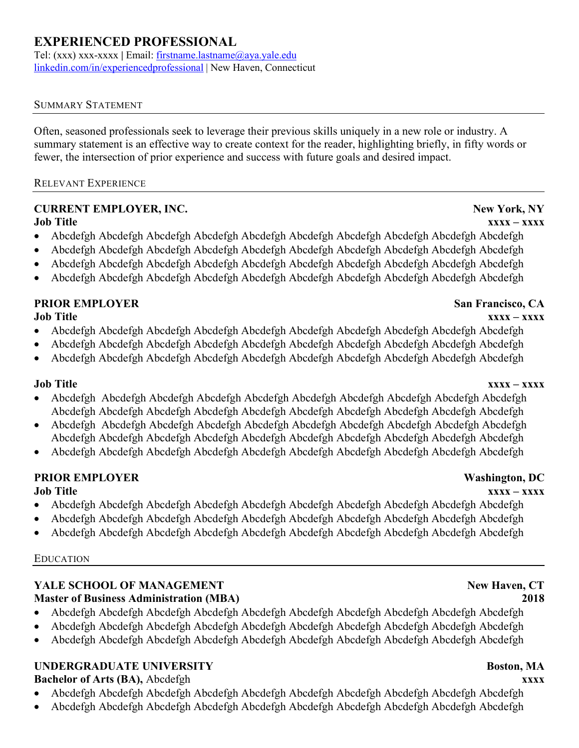# EXPERIENCED PROFESSIONAL

Tel: (xxx) xxx-xxxx | Email: firstname.lastname@aya.yale.edu
linkedin.com/in/experiencedprofessional | New Haven, Connecticut

## SUMMARY STATEMENT

Often, seasoned professionals seek to leverage their previous skills uniquely in a new role or industry. A summary statement is an effective way to create context for the reader, highlighting briefly, in fifty words or fewer, the intersection of prior experience and success with future goals and desired impact.

## RELEVANT EXPERIENCE

**CURRENT EMPLOYER, INC.** — **New York, NY**
**Job Title** — **xxxx – xxxx**

- Abcdefgh Abcdefgh Abcdefgh Abcdefgh Abcdefgh Abcdefgh Abcdefgh Abcdefgh Abcdefgh Abcdefgh
- Abcdefgh Abcdefgh Abcdefgh Abcdefgh Abcdefgh Abcdefgh Abcdefgh Abcdefgh Abcdefgh Abcdefgh
- Abcdefgh Abcdefgh Abcdefgh Abcdefgh Abcdefgh Abcdefgh Abcdefgh Abcdefgh Abcdefgh Abcdefgh
- Abcdefgh Abcdefgh Abcdefgh Abcdefgh Abcdefgh Abcdefgh Abcdefgh Abcdefgh Abcdefgh Abcdefgh

**PRIOR EMPLOYER** — **San Francisco, CA**
**Job Title** — **xxxx – xxxx**

- Abcdefgh Abcdefgh Abcdefgh Abcdefgh Abcdefgh Abcdefgh Abcdefgh Abcdefgh Abcdefgh Abcdefgh
- Abcdefgh Abcdefgh Abcdefgh Abcdefgh Abcdefgh Abcdefgh Abcdefgh Abcdefgh Abcdefgh Abcdefgh
- Abcdefgh Abcdefgh Abcdefgh Abcdefgh Abcdefgh Abcdefgh Abcdefgh Abcdefgh Abcdefgh Abcdefgh

**Job Title** — **xxxx – xxxx**

- Abcdefgh Abcdefgh Abcdefgh Abcdefgh Abcdefgh Abcdefgh Abcdefgh Abcdefgh Abcdefgh Abcdefgh Abcdefgh Abcdefgh Abcdefgh Abcdefgh Abcdefgh Abcdefgh Abcdefgh Abcdefgh Abcdefgh Abcdefgh
- Abcdefgh Abcdefgh Abcdefgh Abcdefgh Abcdefgh Abcdefgh Abcdefgh Abcdefgh Abcdefgh Abcdefgh Abcdefgh Abcdefgh Abcdefgh Abcdefgh Abcdefgh Abcdefgh Abcdefgh Abcdefgh Abcdefgh Abcdefgh
- Abcdefgh Abcdefgh Abcdefgh Abcdefgh Abcdefgh Abcdefgh Abcdefgh Abcdefgh Abcdefgh Abcdefgh

**PRIOR EMPLOYER** — **Washington, DC**
**Job Title** — **xxxx – xxxx**

- Abcdefgh Abcdefgh Abcdefgh Abcdefgh Abcdefgh Abcdefgh Abcdefgh Abcdefgh Abcdefgh Abcdefgh
- Abcdefgh Abcdefgh Abcdefgh Abcdefgh Abcdefgh Abcdefgh Abcdefgh Abcdefgh Abcdefgh Abcdefgh
- Abcdefgh Abcdefgh Abcdefgh Abcdefgh Abcdefgh Abcdefgh Abcdefgh Abcdefgh Abcdefgh Abcdefgh

## EDUCATION

**YALE SCHOOL OF MANAGEMENT** — **New Haven, CT**
**Master of Business Administration (MBA)** — **2018**

- Abcdefgh Abcdefgh Abcdefgh Abcdefgh Abcdefgh Abcdefgh Abcdefgh Abcdefgh Abcdefgh Abcdefgh
- Abcdefgh Abcdefgh Abcdefgh Abcdefgh Abcdefgh Abcdefgh Abcdefgh Abcdefgh Abcdefgh Abcdefgh
- Abcdefgh Abcdefgh Abcdefgh Abcdefgh Abcdefgh Abcdefgh Abcdefgh Abcdefgh Abcdefgh Abcdefgh

**UNDERGRADUATE UNIVERSITY** — **Boston, MA**
**Bachelor of Arts (BA),** Abcdefgh — **xxxx**

- Abcdefgh Abcdefgh Abcdefgh Abcdefgh Abcdefgh Abcdefgh Abcdefgh Abcdefgh Abcdefgh Abcdefgh
- Abcdefgh Abcdefgh Abcdefgh Abcdefgh Abcdefgh Abcdefgh Abcdefgh Abcdefgh Abcdefgh Abcdefgh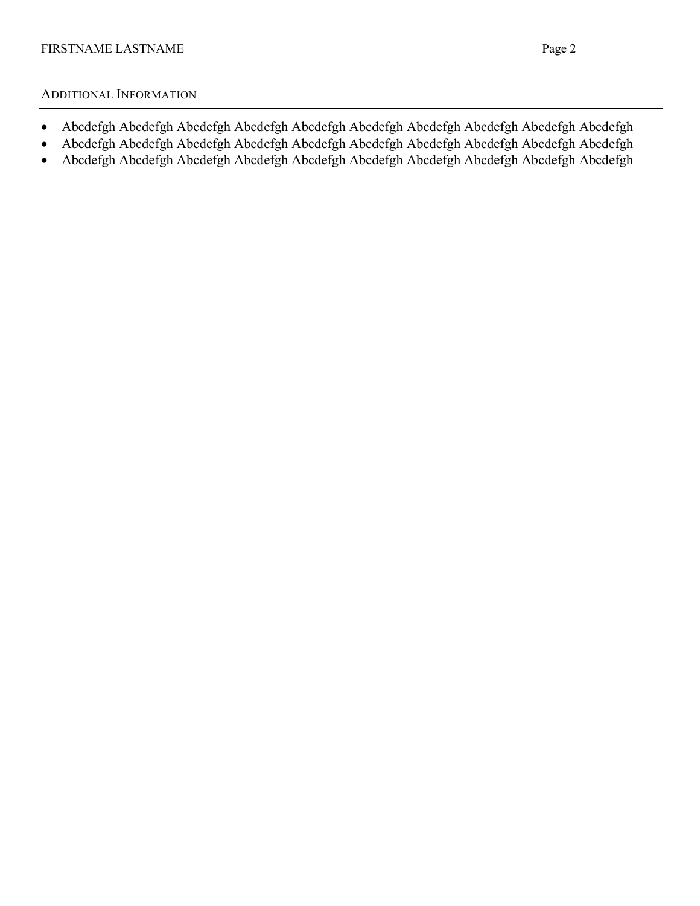## Additional Information

- Abcdefgh Abcdefgh Abcdefgh Abcdefgh Abcdefgh Abcdefgh Abcdefgh Abcdefgh Abcdefgh Abcdefgh
- Abcdefgh Abcdefgh Abcdefgh Abcdefgh Abcdefgh Abcdefgh Abcdefgh Abcdefgh Abcdefgh Abcdefgh
- Abcdefgh Abcdefgh Abcdefgh Abcdefgh Abcdefgh Abcdefgh Abcdefgh Abcdefgh Abcdefgh Abcdefgh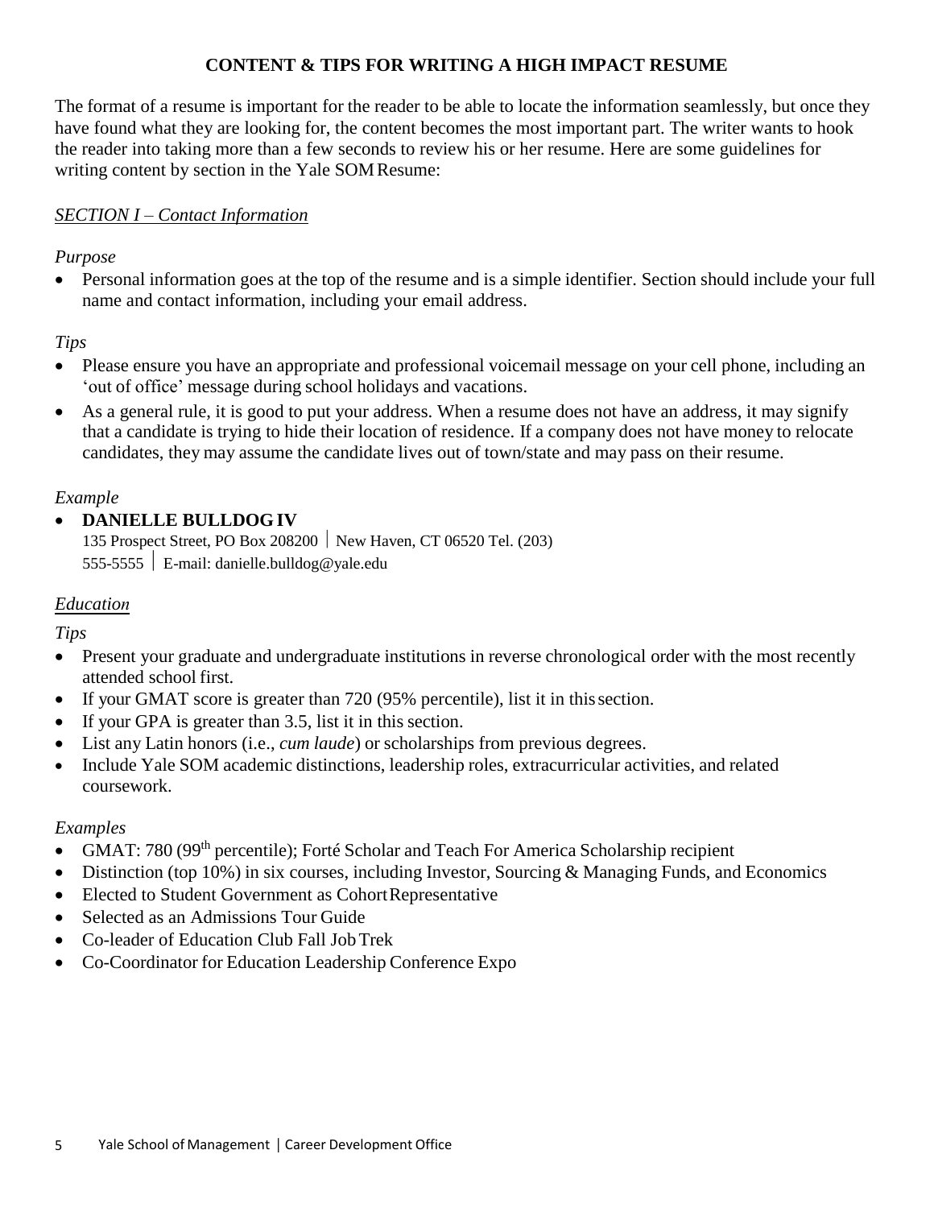# CONTENT & TIPS FOR WRITING A HIGH IMPACT RESUME

The format of a resume is important for the reader to be able to locate the information seamlessly, but once they have found what they are looking for, the content becomes the most important part. The writer wants to hook the reader into taking more than a few seconds to review his or her resume. Here are some guidelines for writing content by section in the Yale SOM Resume:

## *SECTION I – Contact Information*

*Purpose*

- Personal information goes at the top of the resume and is a simple identifier. Section should include your full name and contact information, including your email address.

*Tips*

- Please ensure you have an appropriate and professional voicemail message on your cell phone, including an 'out of office' message during school holidays and vacations.
- As a general rule, it is good to put your address. When a resume does not have an address, it may signify that a candidate is trying to hide their location of residence. If a company does not have money to relocate candidates, they may assume the candidate lives out of town/state and may pass on their resume.

*Example*

- **DANIELLE BULLDOG IV**
  135 Prospect Street, PO Box 208200 | New Haven, CT 06520 Tel. (203) 555-5555 | E-mail: danielle.bulldog@yale.edu

## *Education*

*Tips*

- Present your graduate and undergraduate institutions in reverse chronological order with the most recently attended school first.
- If your GMAT score is greater than 720 (95% percentile), list it in this section.
- If your GPA is greater than 3.5, list it in this section.
- List any Latin honors (i.e., *cum laude*) or scholarships from previous degrees.
- Include Yale SOM academic distinctions, leadership roles, extracurricular activities, and related coursework.

*Examples*

- GMAT: 780 (99th percentile); Forté Scholar and Teach For America Scholarship recipient
- Distinction (top 10%) in six courses, including Investor, Sourcing & Managing Funds, and Economics
- Elected to Student Government as Cohort Representative
- Selected as an Admissions Tour Guide
- Co-leader of Education Club Fall Job Trek
- Co-Coordinator for Education Leadership Conference Expo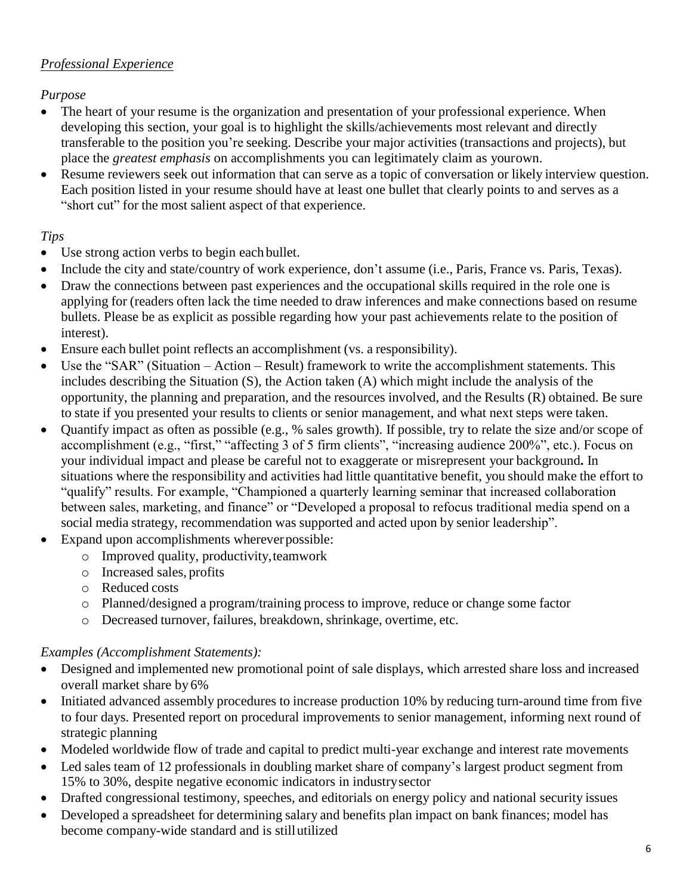*Professional Experience*

*Purpose*

- The heart of your resume is the organization and presentation of your professional experience. When developing this section, your goal is to highlight the skills/achievements most relevant and directly transferable to the position you're seeking. Describe your major activities (transactions and projects), but place the *greatest emphasis* on accomplishments you can legitimately claim as your own.
- Resume reviewers seek out information that can serve as a topic of conversation or likely interview question. Each position listed in your resume should have at least one bullet that clearly points to and serves as a "short cut" for the most salient aspect of that experience.

*Tips*

- Use strong action verbs to begin each bullet.
- Include the city and state/country of work experience, don't assume (i.e., Paris, France vs. Paris, Texas).
- Draw the connections between past experiences and the occupational skills required in the role one is applying for (readers often lack the time needed to draw inferences and make connections based on resume bullets. Please be as explicit as possible regarding how your past achievements relate to the position of interest).
- Ensure each bullet point reflects an accomplishment (vs. a responsibility).
- Use the "SAR" (Situation – Action – Result) framework to write the accomplishment statements. This includes describing the Situation (S), the Action taken (A) which might include the analysis of the opportunity, the planning and preparation, and the resources involved, and the Results (R) obtained. Be sure to state if you presented your results to clients or senior management, and what next steps were taken.
- Quantify impact as often as possible (e.g., % sales growth). If possible, try to relate the size and/or scope of accomplishment (e.g., "first," "affecting 3 of 5 firm clients", "increasing audience 200%", etc.). Focus on your individual impact and please be careful not to exaggerate or misrepresent your background**.** In situations where the responsibility and activities had little quantitative benefit, you should make the effort to "qualify" results. For example, "Championed a quarterly learning seminar that increased collaboration between sales, marketing, and finance" or "Developed a proposal to refocus traditional media spend on a social media strategy, recommendation was supported and acted upon by senior leadership".
- Expand upon accomplishments wherever possible:
  - Improved quality, productivity, teamwork
  - Increased sales, profits
  - Reduced costs
  - Planned/designed a program/training process to improve, reduce or change some factor
  - Decreased turnover, failures, breakdown, shrinkage, overtime, etc.

*Examples (Accomplishment Statements):*

- Designed and implemented new promotional point of sale displays, which arrested share loss and increased overall market share by 6%
- Initiated advanced assembly procedures to increase production 10% by reducing turn-around time from five to four days. Presented report on procedural improvements to senior management, informing next round of strategic planning
- Modeled worldwide flow of trade and capital to predict multi-year exchange and interest rate movements
- Led sales team of 12 professionals in doubling market share of company's largest product segment from 15% to 30%, despite negative economic indicators in industry sector
- Drafted congressional testimony, speeches, and editorials on energy policy and national security issues
- Developed a spreadsheet for determining salary and benefits plan impact on bank finances; model has become company-wide standard and is still utilized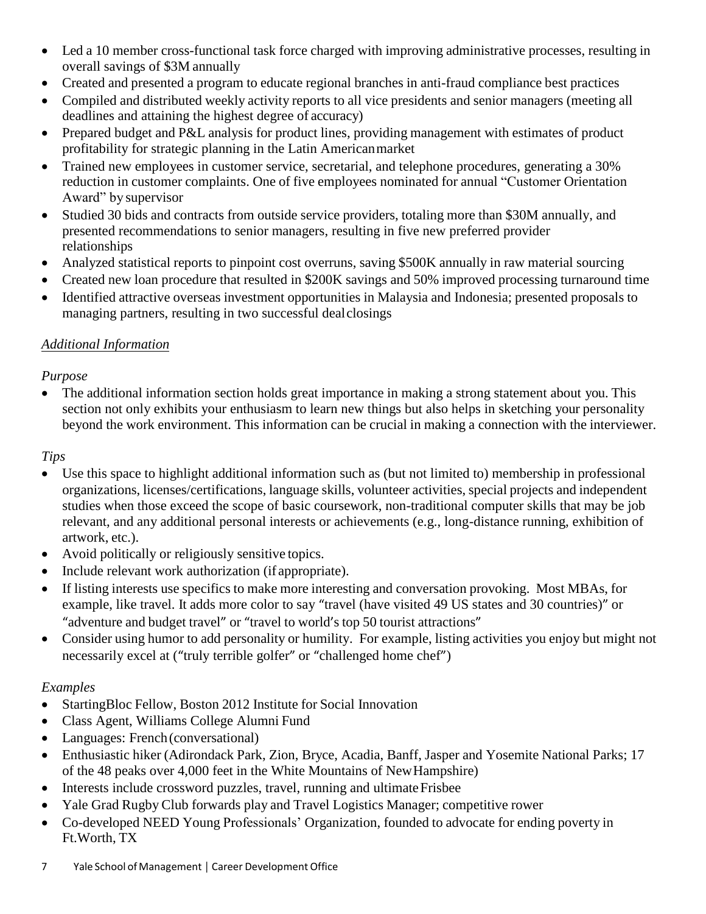- Led a 10 member cross-functional task force charged with improving administrative processes, resulting in overall savings of $3M annually
- Created and presented a program to educate regional branches in anti-fraud compliance best practices
- Compiled and distributed weekly activity reports to all vice presidents and senior managers (meeting all deadlines and attaining the highest degree of accuracy)
- Prepared budget and P&L analysis for product lines, providing management with estimates of product profitability for strategic planning in the Latin American market
- Trained new employees in customer service, secretarial, and telephone procedures, generating a 30% reduction in customer complaints. One of five employees nominated for annual "Customer Orientation Award" by supervisor
- Studied 30 bids and contracts from outside service providers, totaling more than $30M annually, and presented recommendations to senior managers, resulting in five new preferred provider relationships
- Analyzed statistical reports to pinpoint cost overruns, saving $500K annually in raw material sourcing
- Created new loan procedure that resulted in $200K savings and 50% improved processing turnaround time
- Identified attractive overseas investment opportunities in Malaysia and Indonesia; presented proposals to managing partners, resulting in two successful deal closings

## Additional Information

*Purpose*

- The additional information section holds great importance in making a strong statement about you. This section not only exhibits your enthusiasm to learn new things but also helps in sketching your personality beyond the work environment. This information can be crucial in making a connection with the interviewer.

*Tips*

- Use this space to highlight additional information such as (but not limited to) membership in professional organizations, licenses/certifications, language skills, volunteer activities, special projects and independent studies when those exceed the scope of basic coursework, non-traditional computer skills that may be job relevant, and any additional personal interests or achievements (e.g., long-distance running, exhibition of artwork, etc.).
- Avoid politically or religiously sensitive topics.
- Include relevant work authorization (if appropriate).
- If listing interests use specifics to make more interesting and conversation provoking. Most MBAs, for example, like travel. It adds more color to say "travel (have visited 49 US states and 30 countries)" or "adventure and budget travel" or "travel to world's top 50 tourist attractions"
- Consider using humor to add personality or humility. For example, listing activities you enjoy but might not necessarily excel at ("truly terrible golfer" or "challenged home chef")

*Examples*

- StartingBloc Fellow, Boston 2012 Institute for Social Innovation
- Class Agent, Williams College Alumni Fund
- Languages: French (conversational)
- Enthusiastic hiker (Adirondack Park, Zion, Bryce, Acadia, Banff, Jasper and Yosemite National Parks; 17 of the 48 peaks over 4,000 feet in the White Mountains of New Hampshire)
- Interests include crossword puzzles, travel, running and ultimate Frisbee
- Yale Grad Rugby Club forwards play and Travel Logistics Manager; competitive rower
- Co-developed NEED Young Professionals' Organization, founded to advocate for ending poverty in Ft.Worth, TX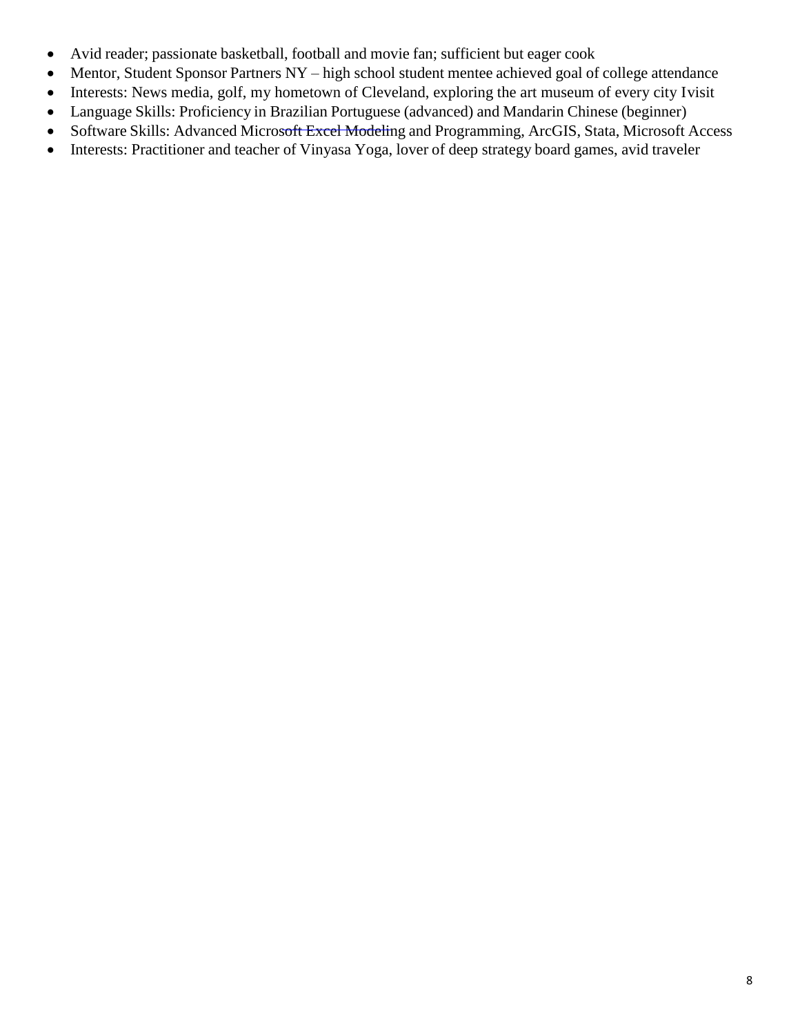- Avid reader; passionate basketball, football and movie fan; sufficient but eager cook
- Mentor, Student Sponsor Partners NY – high school student mentee achieved goal of college attendance
- Interests: News media, golf, my hometown of Cleveland, exploring the art museum of every city Ivisit
- Language Skills: Proficiency in Brazilian Portuguese (advanced) and Mandarin Chinese (beginner)
- Software Skills: Advanced Microsoft Excel Modeling and Programming, ArcGIS, Stata, Microsoft Access
- Interests: Practitioner and teacher of Vinyasa Yoga, lover of deep strategy board games, avid traveler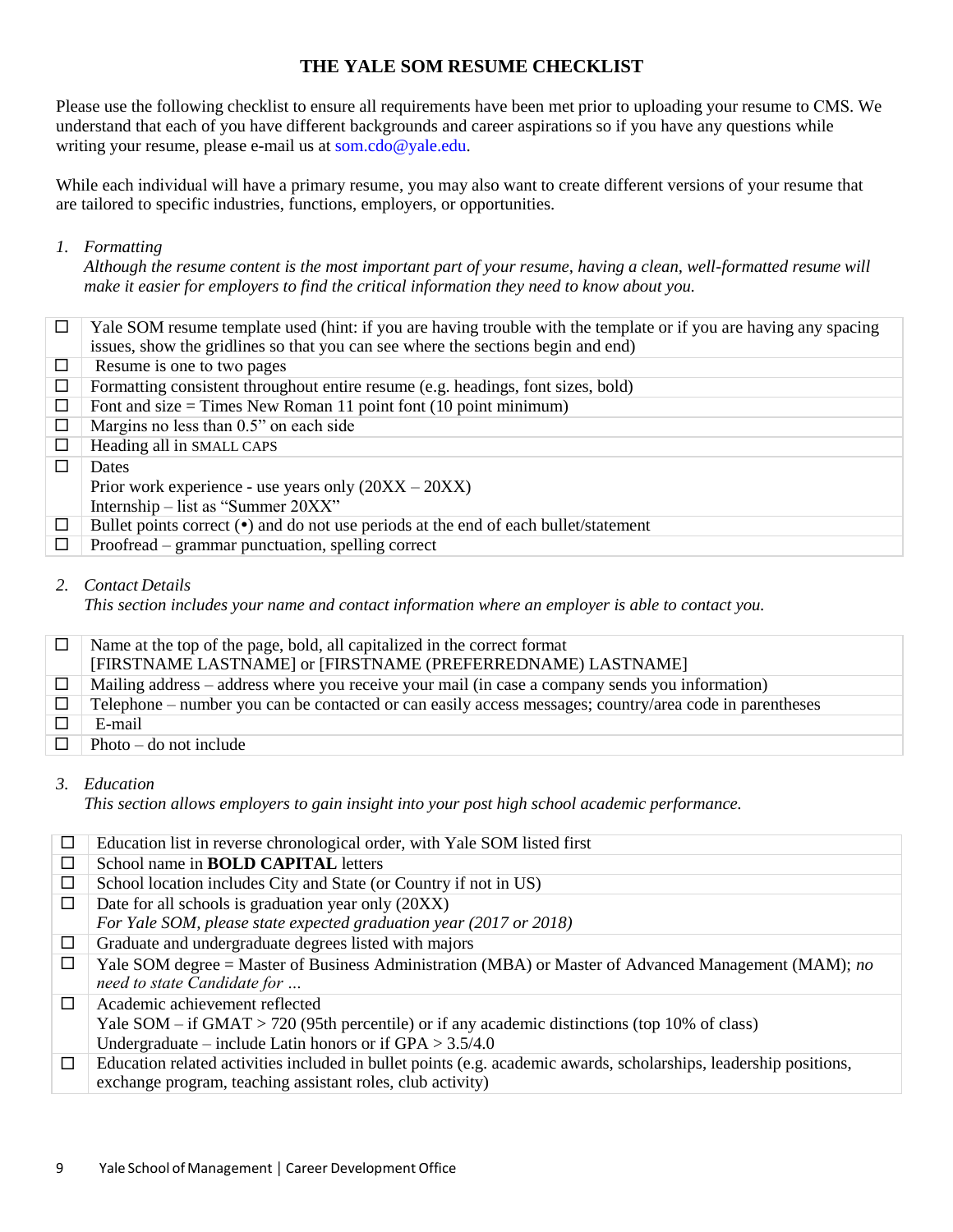# THE YALE SOM RESUME CHECKLIST

Please use the following checklist to ensure all requirements have been met prior to uploading your resume to CMS. We understand that each of you have different backgrounds and career aspirations so if you have any questions while writing your resume, please e-mail us at som.cdo@yale.edu.

While each individual will have a primary resume, you may also want to create different versions of your resume that are tailored to specific industries, functions, employers, or opportunities.

1. *Formatting*
   *Although the resume content is the most important part of your resume, having a clean, well-formatted resume will make it easier for employers to find the critical information they need to know about you.*

| | |
|---|---|
| ☐ | Yale SOM resume template used (hint: if you are having trouble with the template or if you are having any spacing issues, show the gridlines so that you can see where the sections begin and end) |
| ☐ | Resume is one to two pages |
| ☐ | Formatting consistent throughout entire resume (e.g. headings, font sizes, bold) |
| ☐ | Font and size = Times New Roman 11 point font (10 point minimum) |
| ☐ | Margins no less than 0.5" on each side |
| ☐ | Heading all in SMALL CAPS |
| ☐ | Dates<br>Prior work experience - use years only (20XX – 20XX)<br>Internship – list as "Summer 20XX" |
| ☐ | Bullet points correct (•) and do not use periods at the end of each bullet/statement |
| ☐ | Proofread – grammar punctuation, spelling correct |

2. *Contact Details*
   *This section includes your name and contact information where an employer is able to contact you.*

| | |
|---|---|
| ☐ | Name at the top of the page, bold, all capitalized in the correct format<br>[FIRSTNAME LASTNAME] or [FIRSTNAME (PREFERREDNAME) LASTNAME] |
| ☐ | Mailing address – address where you receive your mail (in case a company sends you information) |
| ☐ | Telephone – number you can be contacted or can easily access messages; country/area code in parentheses |
| ☐ | E-mail |
| ☐ | Photo – do not include |

3. *Education*
   *This section allows employers to gain insight into your post high school academic performance.*

| | |
|---|---|
| ☐ | Education list in reverse chronological order, with Yale SOM listed first |
| ☐ | School name in **BOLD CAPITAL** letters |
| ☐ | School location includes City and State (or Country if not in US) |
| ☐ | Date for all schools is graduation year only (20XX)<br>*For Yale SOM, please state expected graduation year (2017 or 2018)* |
| ☐ | Graduate and undergraduate degrees listed with majors |
| ☐ | Yale SOM degree = Master of Business Administration (MBA) or Master of Advanced Management (MAM); *no need to state Candidate for …* |
| ☐ | Academic achievement reflected<br>Yale SOM – if GMAT > 720 (95th percentile) or if any academic distinctions (top 10% of class)<br>Undergraduate – include Latin honors or if GPA > 3.5/4.0 |
| ☐ | Education related activities included in bullet points (e.g. academic awards, scholarships, leadership positions, exchange program, teaching assistant roles, club activity) |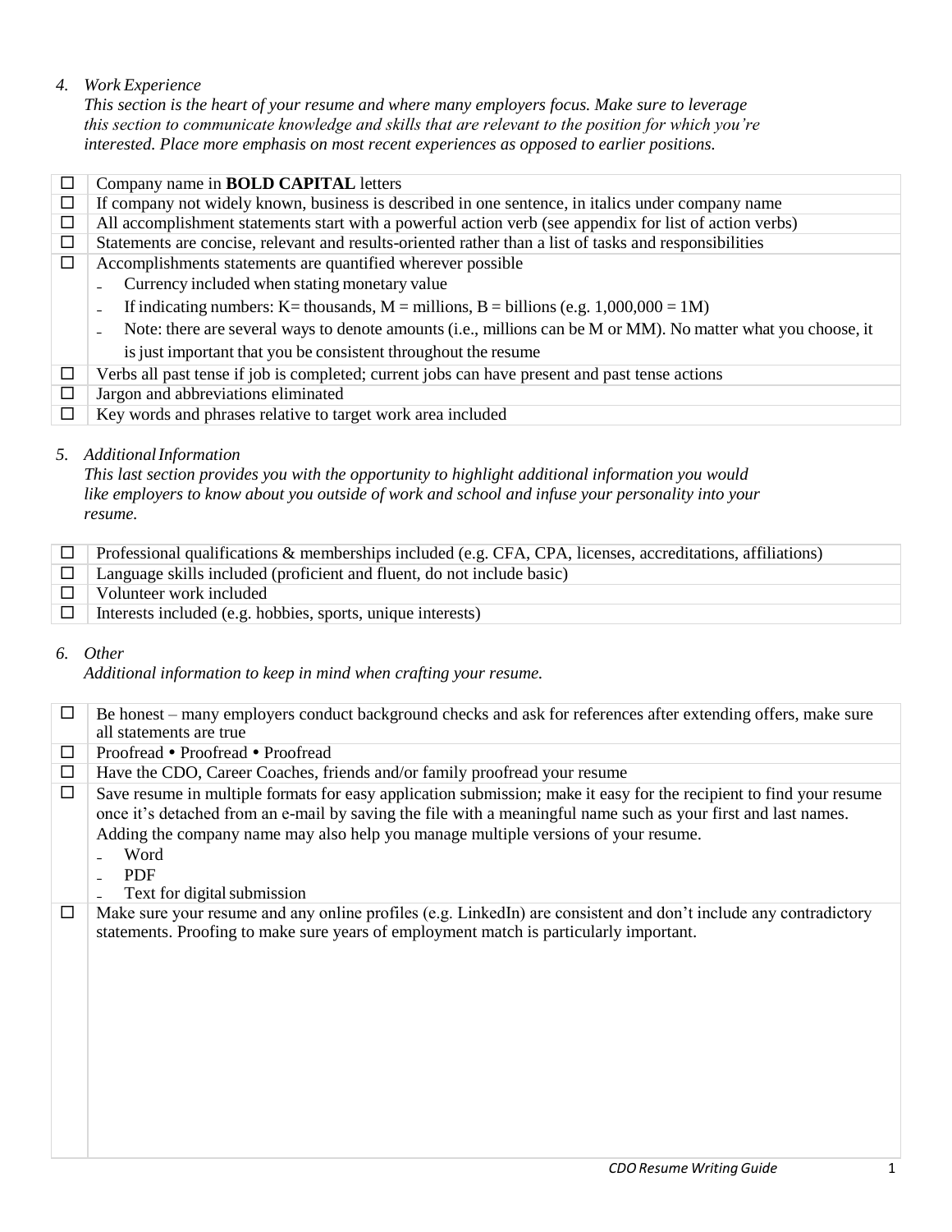4. *Work Experience*

   *This section is the heart of your resume and where many employers focus. Make sure to leverage this section to communicate knowledge and skills that are relevant to the position for which you're interested. Place more emphasis on most recent experiences as opposed to earlier positions.*

| | |
|---|---|
| ☐ | Company name in **BOLD CAPITAL** letters |
| ☐ | If company not widely known, business is described in one sentence, in italics under company name |
| ☐ | All accomplishment statements start with a powerful action verb (see appendix for list of action verbs) |
| ☐ | Statements are concise, relevant and results-oriented rather than a list of tasks and responsibilities |
| ☐ | Accomplishments statements are quantified wherever possible<br>- Currency included when stating monetary value<br>- If indicating numbers: K= thousands, M = millions, B = billions (e.g. 1,000,000 = 1M)<br>- Note: there are several ways to denote amounts (i.e., millions can be M or MM). No matter what you choose, it is just important that you be consistent throughout the resume |
| ☐ | Verbs all past tense if job is completed; current jobs can have present and past tense actions |
| ☐ | Jargon and abbreviations eliminated |
| ☐ | Key words and phrases relative to target work area included |

5. *Additional Information*

   *This last section provides you with the opportunity to highlight additional information you would like employers to know about you outside of work and school and infuse your personality into your resume.*

| | |
|---|---|
| ☐ | Professional qualifications & memberships included (e.g. CFA, CPA, licenses, accreditations, affiliations) |
| ☐ | Language skills included (proficient and fluent, do not include basic) |
| ☐ | Volunteer work included |
| ☐ | Interests included (e.g. hobbies, sports, unique interests) |

6. *Other*

   *Additional information to keep in mind when crafting your resume.*

| | |
|---|---|
| ☐ | Be honest – many employers conduct background checks and ask for references after extending offers, make sure all statements are true |
| ☐ | Proofread • Proofread • Proofread |
| ☐ | Have the CDO, Career Coaches, friends and/or family proofread your resume |
| ☐ | Save resume in multiple formats for easy application submission; make it easy for the recipient to find your resume once it's detached from an e-mail by saving the file with a meaningful name such as your first and last names. Adding the company name may also help you manage multiple versions of your resume.<br>- Word<br>- PDF<br>- Text for digital submission |
| ☐ | Make sure your resume and any online profiles (e.g. LinkedIn) are consistent and don't include any contradictory statements. Proofing to make sure years of employment match is particularly important. |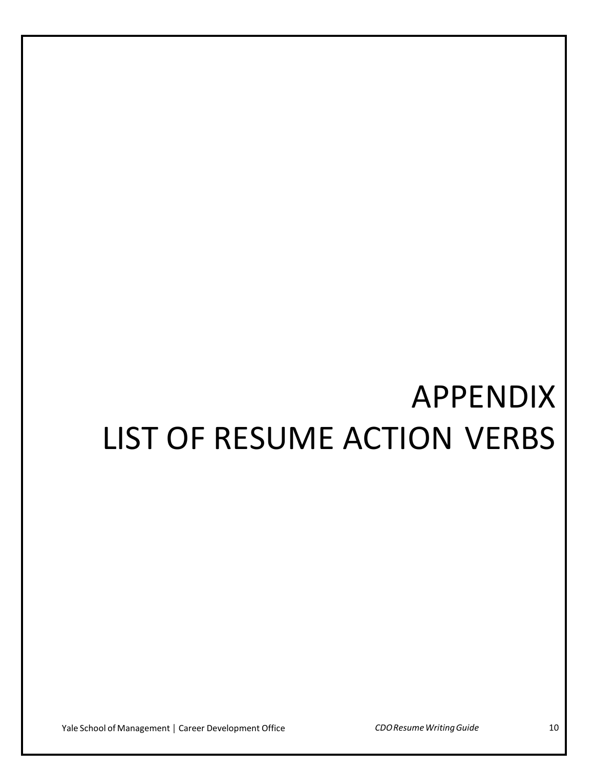# APPENDIX
# LIST OF RESUME ACTION VERBS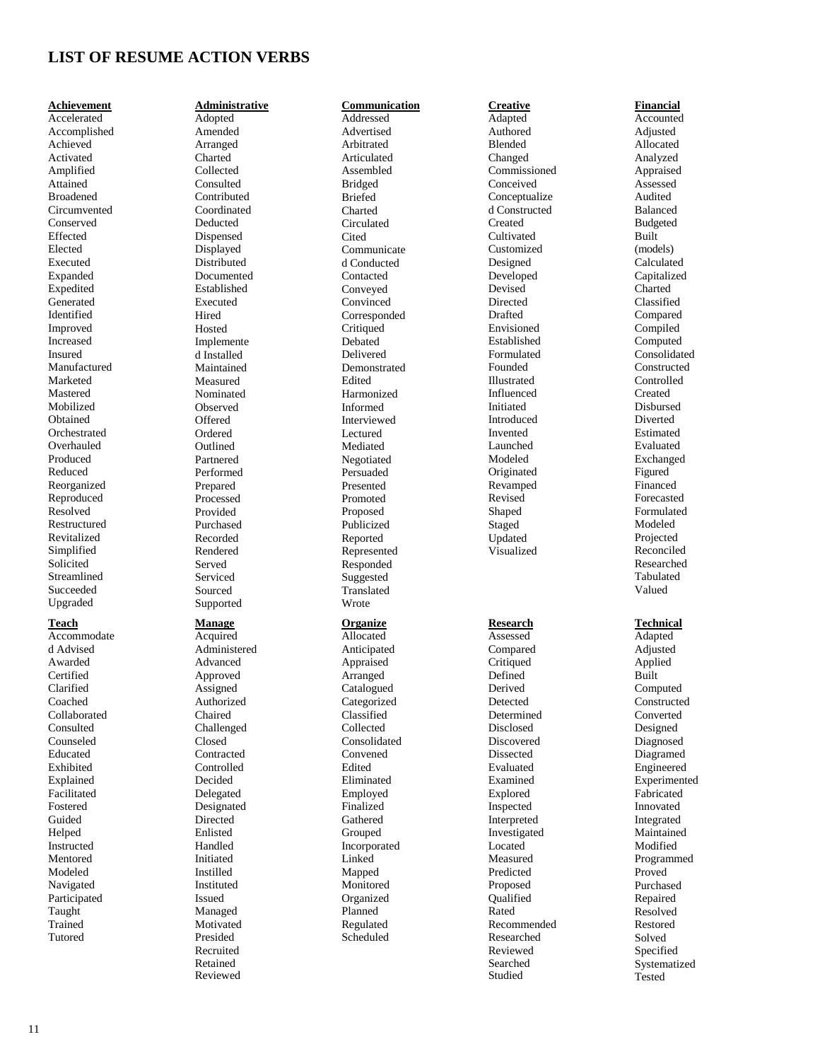# LIST OF RESUME ACTION VERBS

**Achievement**
Accelerated
Accomplished
Achieved
Activated
Amplified
Attained
Broadened
Circumvented
Conserved
Effected
Elected
Executed
Expanded
Expedited
Generated
Identified
Improved
Increased
Insured
Manufactured
Marketed
Mastered
Mobilized
Obtained
Orchestrated
Overhauled
Produced
Reduced
Reorganized
Reproduced
Resolved
Restructured
Revitalized
Simplified
Solicited
Streamlined
Succeeded
Upgraded

**Administrative**
Adopted
Amended
Arranged
Charted
Collected
Consulted
Contributed
Coordinated
Deducted
Dispensed
Displayed
Distributed
Documented
Established
Executed
Hired
Hosted
Implemented
Installed
Maintained
Measured
Nominated
Observed
Offered
Ordered
Outlined
Partnered
Performed
Prepared
Processed
Provided
Purchased
Recorded
Rendered
Served
Serviced
Sourced
Supported

**Communication**
Addressed
Advertised
Arbitrated
Articulated
Assembled
Bridged
Briefed
Charted
Circulated
Cited
Communicated
Conducted
Contacted
Conveyed
Convinced
Corresponded
Critiqued
Debated
Delivered
Demonstrated
Edited
Harmonized
Informed
Interviewed
Lectured
Mediated
Negotiated
Persuaded
Presented
Promoted
Proposed
Publicized
Reported
Represented
Responded
Suggested
Translated
Wrote

**Creative**
Adapted
Authored
Blended
Changed
Commissioned
Conceived
Conceptualized
Constructed
Created
Cultivated
Customized
Designed
Developed
Devised
Directed
Drafted
Envisioned
Established
Formulated
Founded
Illustrated
Influenced
Initiated
Introduced
Invented
Launched
Modeled
Originated
Revamped
Revised
Shaped
Staged
Updated
Visualized

**Financial**
Accounted
Adjusted
Allocated
Analyzed
Appraised
Assessed
Audited
Balanced
Budgeted
Built (models)
Calculated
Capitalized
Charted
Classified
Compared
Compiled
Computed
Consolidated
Constructed
Controlled
Created
Disbursed
Diverted
Estimated
Evaluated
Exchanged
Figured
Financed
Forecasted
Formulated
Modeled
Projected
Reconciled
Researched
Tabulated
Valued

**Teach**
Accommodated
Advised
Awarded
Certified
Clarified
Coached
Collaborated
Consulted
Counseled
Educated
Exhibited
Explained
Facilitated
Fostered
Guided
Helped
Instructed
Mentored
Modeled
Navigated
Participated
Taught
Trained
Tutored

**Manage**
Acquired
Administered
Advanced
Approved
Assigned
Authorized
Chaired
Challenged
Closed
Contracted
Controlled
Decided
Delegated
Designated
Directed
Enlisted
Handled
Initiated
Instilled
Instituted
Issued
Managed
Motivated
Presided
Recruited
Retained
Reviewed

**Organize**
Allocated
Anticipated
Appraised
Arranged
Catalogued
Categorized
Classified
Collected
Consolidated
Convened
Edited
Eliminated
Employed
Finalized
Gathered
Grouped
Incorporated
Linked
Mapped
Monitored
Organized
Planned
Regulated
Scheduled

**Research**
Assessed
Compared
Critiqued
Defined
Derived
Detected
Determined
Disclosed
Discovered
Dissected
Evaluated
Examined
Explored
Inspected
Interpreted
Investigated
Located
Measured
Predicted
Proposed
Qualified
Rated
Recommended
Researched
Reviewed
Searched
Studied

**Technical**
Adapted
Adjusted
Applied
Built
Computed
Constructed
Converted
Designed
Diagnosed
Diagramed
Engineered
Experimented
Fabricated
Innovated
Integrated
Maintained
Modified
Programmed
Proved
Purchased
Repaired
Resolved
Restored
Solved
Specified
Systematized
Tested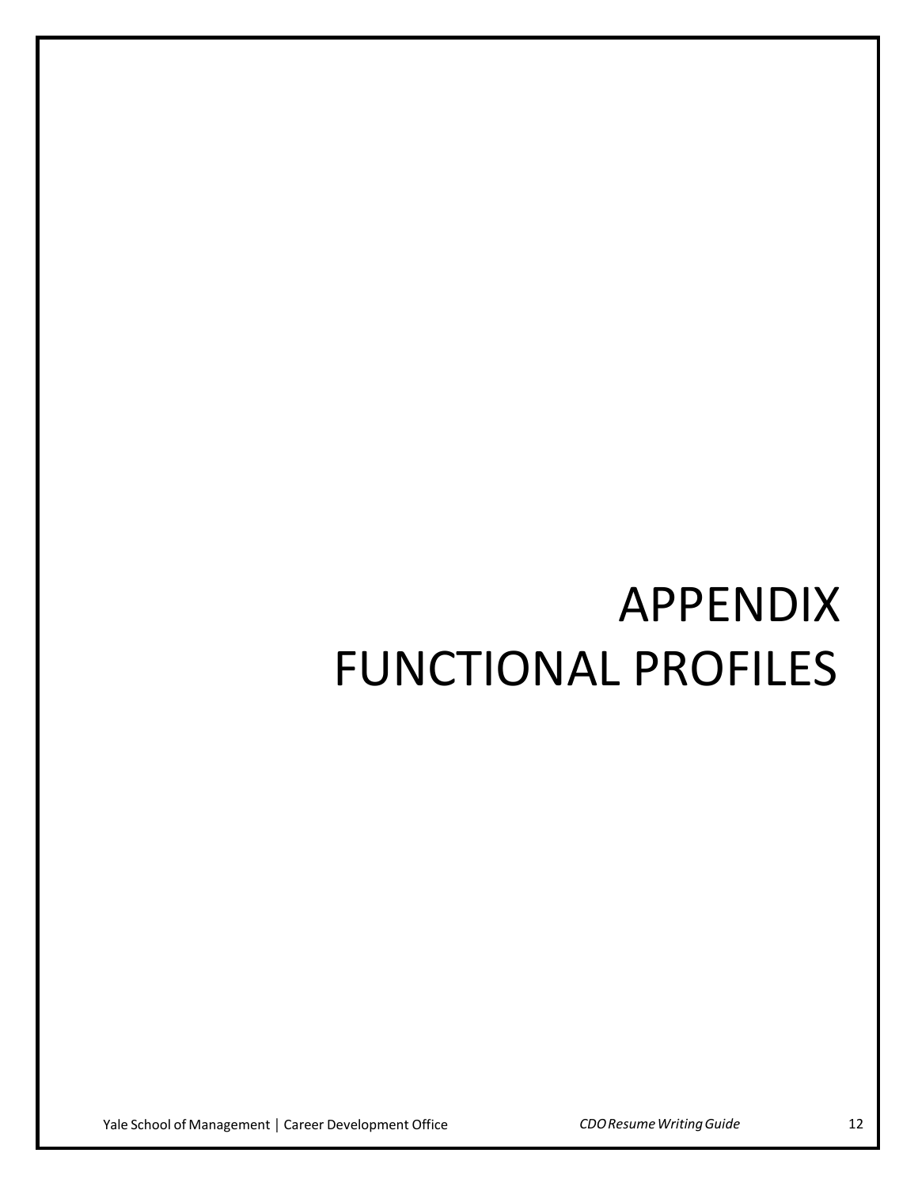# APPENDIX
# FUNCTIONAL PROFILES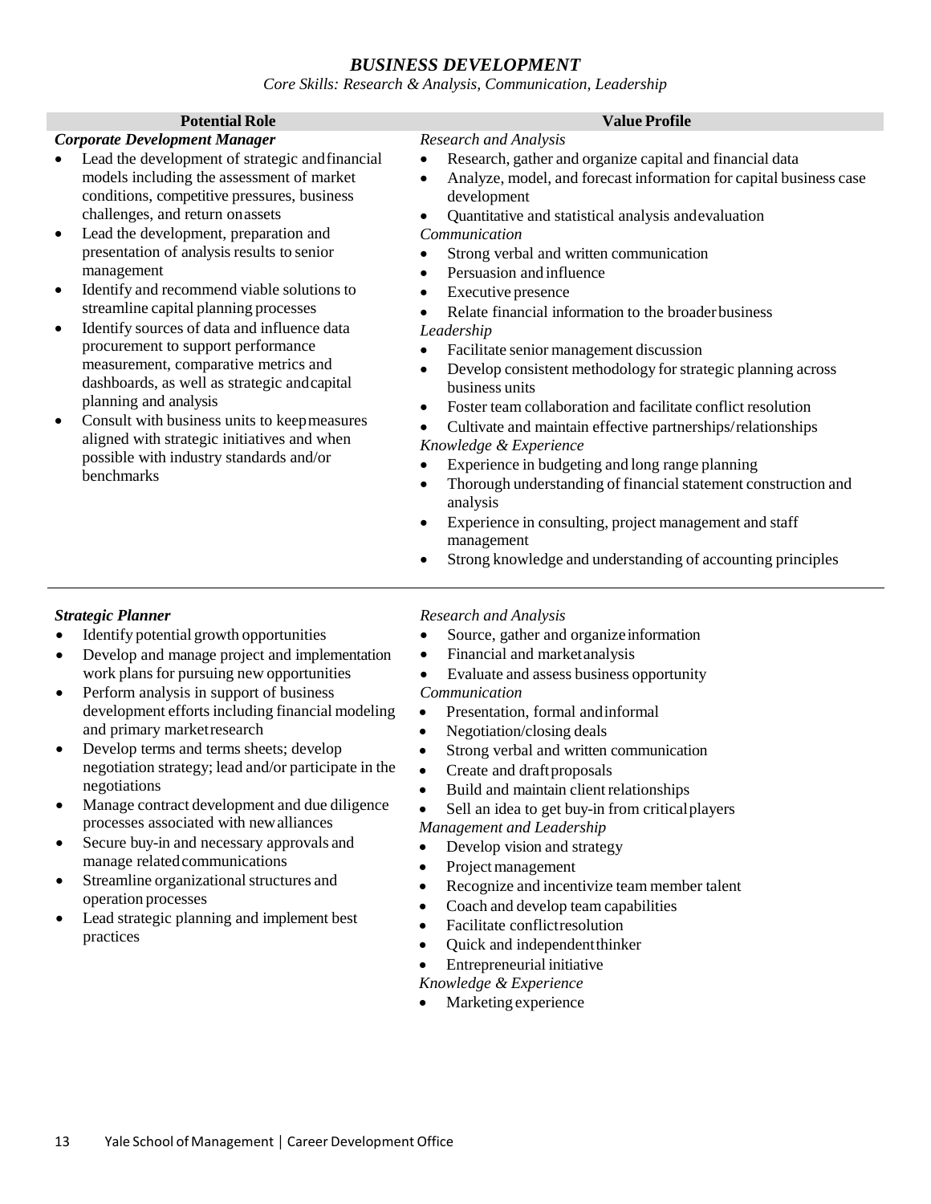# *BUSINESS DEVELOPMENT*

*Core Skills: Research & Analysis, Communication, Leadership*

| Potential Role | Value Profile |
|---|---|
| ***Corporate Development Manager***<br>• Lead the development of strategic and financial models including the assessment of market conditions, competitive pressures, business challenges, and return on assets<br>• Lead the development, preparation and presentation of analysis results to senior management<br>• Identify and recommend viable solutions to streamline capital planning processes<br>• Identify sources of data and influence data procurement to support performance measurement, comparative metrics and dashboards, as well as strategic and capital planning and analysis<br>• Consult with business units to keep measures aligned with strategic initiatives and when possible with industry standards and/or benchmarks | *Research and Analysis*<br>• Research, gather and organize capital and financial data<br>• Analyze, model, and forecast information for capital business case development<br>• Quantitative and statistical analysis and evaluation<br>*Communication*<br>• Strong verbal and written communication<br>• Persuasion and influence<br>• Executive presence<br>• Relate financial information to the broader business<br>*Leadership*<br>• Facilitate senior management discussion<br>• Develop consistent methodology for strategic planning across business units<br>• Foster team collaboration and facilitate conflict resolution<br>• Cultivate and maintain effective partnerships/relationships<br>*Knowledge & Experience*<br>• Experience in budgeting and long range planning<br>• Thorough understanding of financial statement construction and analysis<br>• Experience in consulting, project management and staff management<br>• Strong knowledge and understanding of accounting principles |
| ***Strategic Planner***<br>• Identify potential growth opportunities<br>• Develop and manage project and implementation work plans for pursuing new opportunities<br>• Perform analysis in support of business development efforts including financial modeling and primary market research<br>• Develop terms and terms sheets; develop negotiation strategy; lead and/or participate in the negotiations<br>• Manage contract development and due diligence processes associated with new alliances<br>• Secure buy-in and necessary approvals and manage related communications<br>• Streamline organizational structures and operation processes<br>• Lead strategic planning and implement best practices | *Research and Analysis*<br>• Source, gather and organize information<br>• Financial and market analysis<br>• Evaluate and assess business opportunity<br>*Communication*<br>• Presentation, formal and informal<br>• Negotiation/closing deals<br>• Strong verbal and written communication<br>• Create and draft proposals<br>• Build and maintain client relationships<br>• Sell an idea to get buy-in from critical players<br>*Management and Leadership*<br>• Develop vision and strategy<br>• Project management<br>• Recognize and incentivize team member talent<br>• Coach and develop team capabilities<br>• Facilitate conflict resolution<br>• Quick and independent thinker<br>• Entrepreneurial initiative<br>*Knowledge & Experience*<br>• Marketing experience |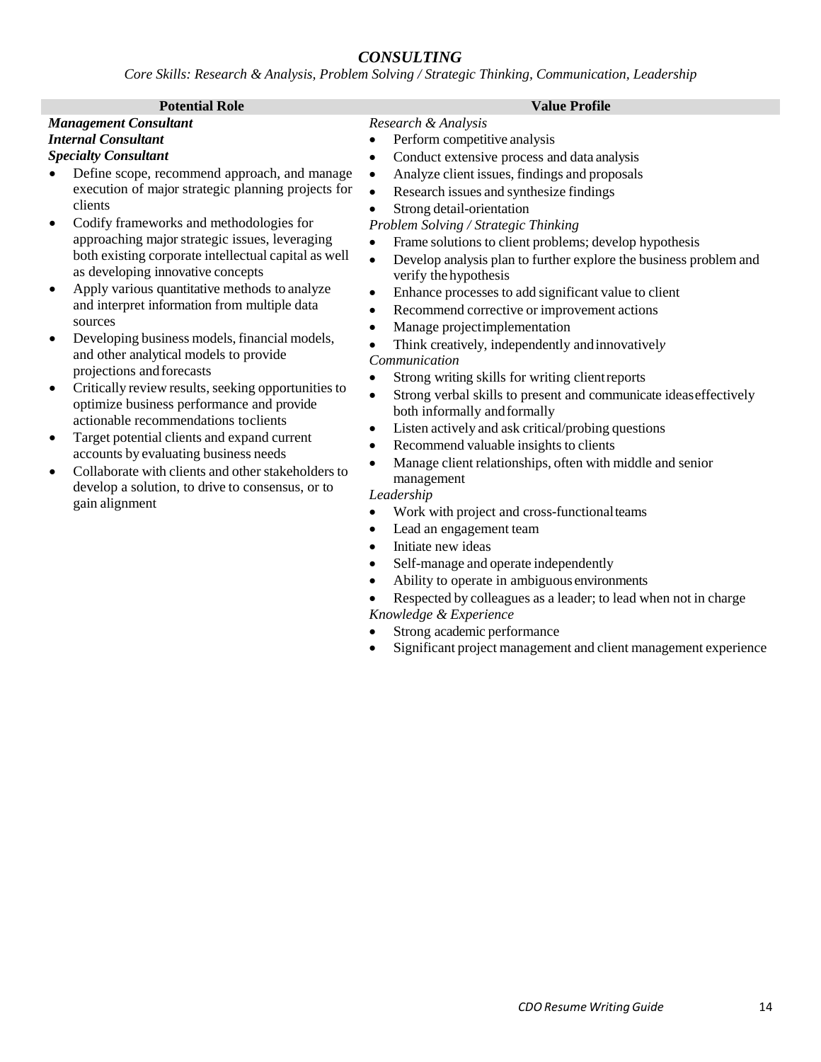# *CONSULTING*

*Core Skills: Research & Analysis, Problem Solving / Strategic Thinking, Communication, Leadership*

## Potential Role

***Management Consultant***
***Internal Consultant***
***Specialty Consultant***

- Define scope, recommend approach, and manage execution of major strategic planning projects for clients
- Codify frameworks and methodologies for approaching major strategic issues, leveraging both existing corporate intellectual capital as well as developing innovative concepts
- Apply various quantitative methods to analyze and interpret information from multiple data sources
- Developing business models, financial models, and other analytical models to provide projections and forecasts
- Critically review results, seeking opportunities to optimize business performance and provide actionable recommendations to clients
- Target potential clients and expand current accounts by evaluating business needs
- Collaborate with clients and other stakeholders to develop a solution, to drive to consensus, or to gain alignment

## Value Profile

*Research & Analysis*

- Perform competitive analysis
- Conduct extensive process and data analysis
- Analyze client issues, findings and proposals
- Research issues and synthesize findings
- Strong detail-orientation

*Problem Solving / Strategic Thinking*

- Frame solutions to client problems; develop hypothesis
- Develop analysis plan to further explore the business problem and verify the hypothesis
- Enhance processes to add significant value to client
- Recommend corrective or improvement actions
- Manage project implementation
- Think creatively, independently and innovatively

*Communication*

- Strong writing skills for writing client reports
- Strong verbal skills to present and communicate ideas effectively both informally and formally
- Listen actively and ask critical/probing questions
- Recommend valuable insights to clients
- Manage client relationships, often with middle and senior management

*Leadership*

- Work with project and cross-functional teams
- Lead an engagement team
- Initiate new ideas
- Self-manage and operate independently
- Ability to operate in ambiguous environments
- Respected by colleagues as a leader; to lead when not in charge

*Knowledge & Experience*

- Strong academic performance
- Significant project management and client management experience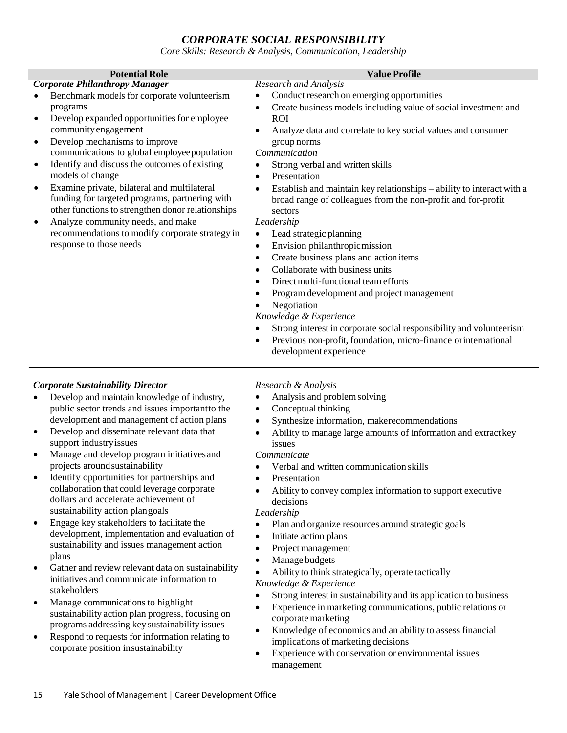# *CORPORATE SOCIAL RESPONSIBILITY*

*Core Skills: Research & Analysis, Communication, Leadership*

| Potential Role | Value Profile |
| --- | --- |
| ***Corporate Philanthropy Manager***<br>• Benchmark models for corporate volunteerism programs<br>• Develop expanded opportunities for employee community engagement<br>• Develop mechanisms to improve communications to global employee population<br>• Identify and discuss the outcomes of existing models of change<br>• Examine private, bilateral and multilateral funding for targeted programs, partnering with other functions to strengthen donor relationships<br>• Analyze community needs, and make recommendations to modify corporate strategy in response to those needs | *Research and Analysis*<br>• Conduct research on emerging opportunities<br>• Create business models including value of social investment and ROI<br>• Analyze data and correlate to key social values and consumer group norms<br>*Communication*<br>• Strong verbal and written skills<br>• Presentation<br>• Establish and maintain key relationships – ability to interact with a broad range of colleagues from the non-profit and for-profit sectors<br>*Leadership*<br>• Lead strategic planning<br>• Envision philanthropic mission<br>• Create business plans and action items<br>• Collaborate with business units<br>• Direct multi-functional team efforts<br>• Program development and project management<br>• Negotiation<br>*Knowledge & Experience*<br>• Strong interest in corporate social responsibility and volunteerism<br>• Previous non-profit, foundation, micro-finance or international development experience |
| ***Corporate Sustainability Director***<br>• Develop and maintain knowledge of industry, public sector trends and issues important to the development and management of action plans<br>• Develop and disseminate relevant data that support industry issues<br>• Manage and develop program initiatives and projects around sustainability<br>• Identify opportunities for partnerships and collaboration that could leverage corporate dollars and accelerate achievement of sustainability action plan goals<br>• Engage key stakeholders to facilitate the development, implementation and evaluation of sustainability and issues management action plans<br>• Gather and review relevant data on sustainability initiatives and communicate information to stakeholders<br>• Manage communications to highlight sustainability action plan progress, focusing on programs addressing key sustainability issues<br>• Respond to requests for information relating to corporate position in sustainability | *Research & Analysis*<br>• Analysis and problem solving<br>• Conceptual thinking<br>• Synthesize information, make recommendations<br>• Ability to manage large amounts of information and extract key issues<br>*Communicate*<br>• Verbal and written communication skills<br>• Presentation<br>• Ability to convey complex information to support executive decisions<br>*Leadership*<br>• Plan and organize resources around strategic goals<br>• Initiate action plans<br>• Project management<br>• Manage budgets<br>• Ability to think strategically, operate tactically<br>*Knowledge & Experience*<br>• Strong interest in sustainability and its application to business<br>• Experience in marketing communications, public relations or corporate marketing<br>• Knowledge of economics and an ability to assess financial implications of marketing decisions<br>• Experience with conservation or environmental issues management |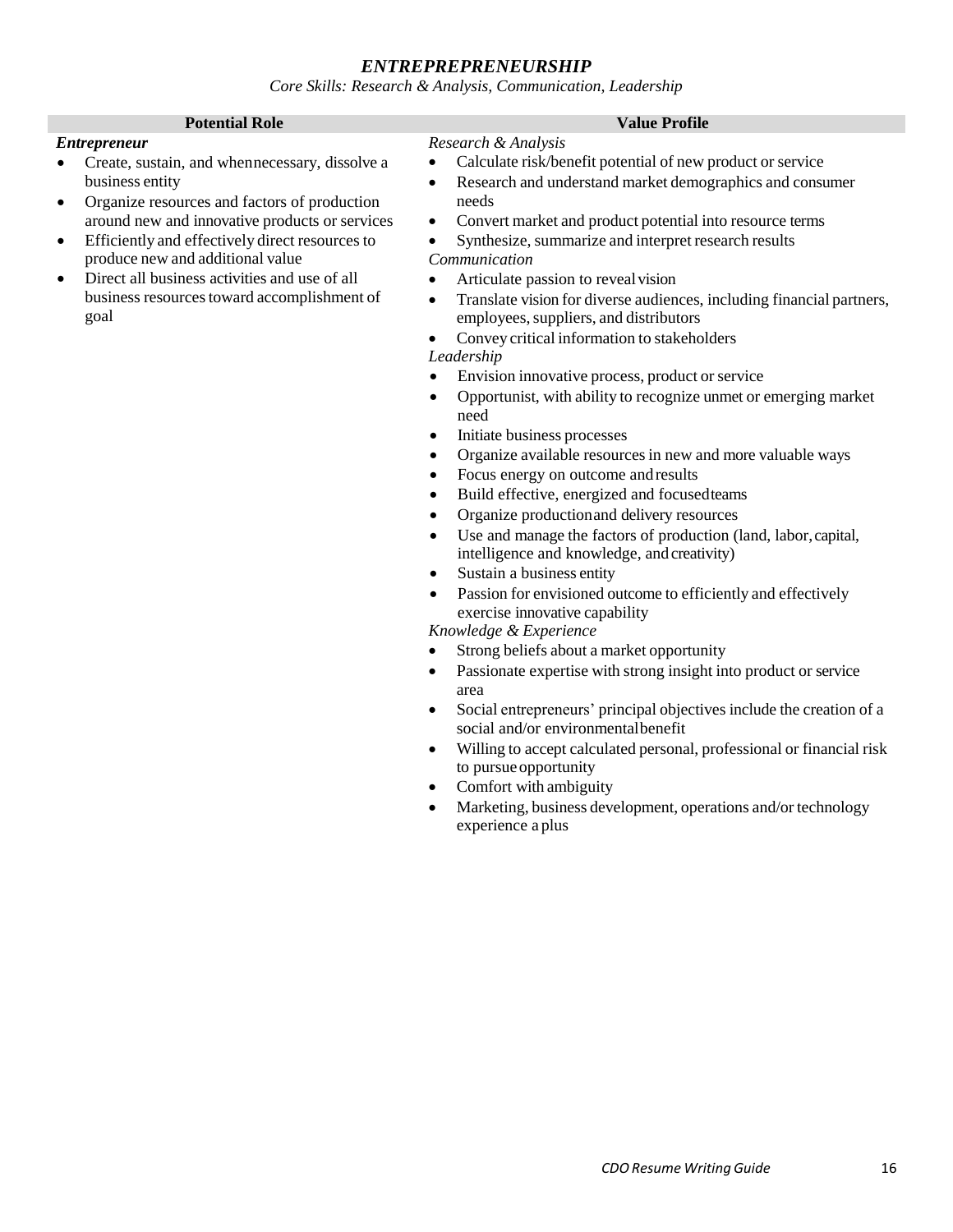# *ENTREPREPRENEURSHIP*

*Core Skills: Research & Analysis, Communication, Leadership*

| Potential Role | Value Profile |
| --- | --- |
| ***Entrepreneur***<br>• Create, sustain, and when necessary, dissolve a business entity<br>• Organize resources and factors of production around new and innovative products or services<br>• Efficiently and effectively direct resources to produce new and additional value<br>• Direct all business activities and use of all business resources toward accomplishment of goal | *Research & Analysis*<br>• Calculate risk/benefit potential of new product or service<br>• Research and understand market demographics and consumer needs<br>• Convert market and product potential into resource terms<br>• Synthesize, summarize and interpret research results<br>*Communication*<br>• Articulate passion to reveal vision<br>• Translate vision for diverse audiences, including financial partners, employees, suppliers, and distributors<br>• Convey critical information to stakeholders<br>*Leadership*<br>• Envision innovative process, product or service<br>• Opportunist, with ability to recognize unmet or emerging market need<br>• Initiate business processes<br>• Organize available resources in new and more valuable ways<br>• Focus energy on outcome and results<br>• Build effective, energized and focused teams<br>• Organize production and delivery resources<br>• Use and manage the factors of production (land, labor, capital, intelligence and knowledge, and creativity)<br>• Sustain a business entity<br>• Passion for envisioned outcome to efficiently and effectively exercise innovative capability<br>*Knowledge & Experience*<br>• Strong beliefs about a market opportunity<br>• Passionate expertise with strong insight into product or service area<br>• Social entrepreneurs' principal objectives include the creation of a social and/or environmental benefit<br>• Willing to accept calculated personal, professional or financial risk to pursue opportunity<br>• Comfort with ambiguity<br>• Marketing, business development, operations and/or technology experience a plus |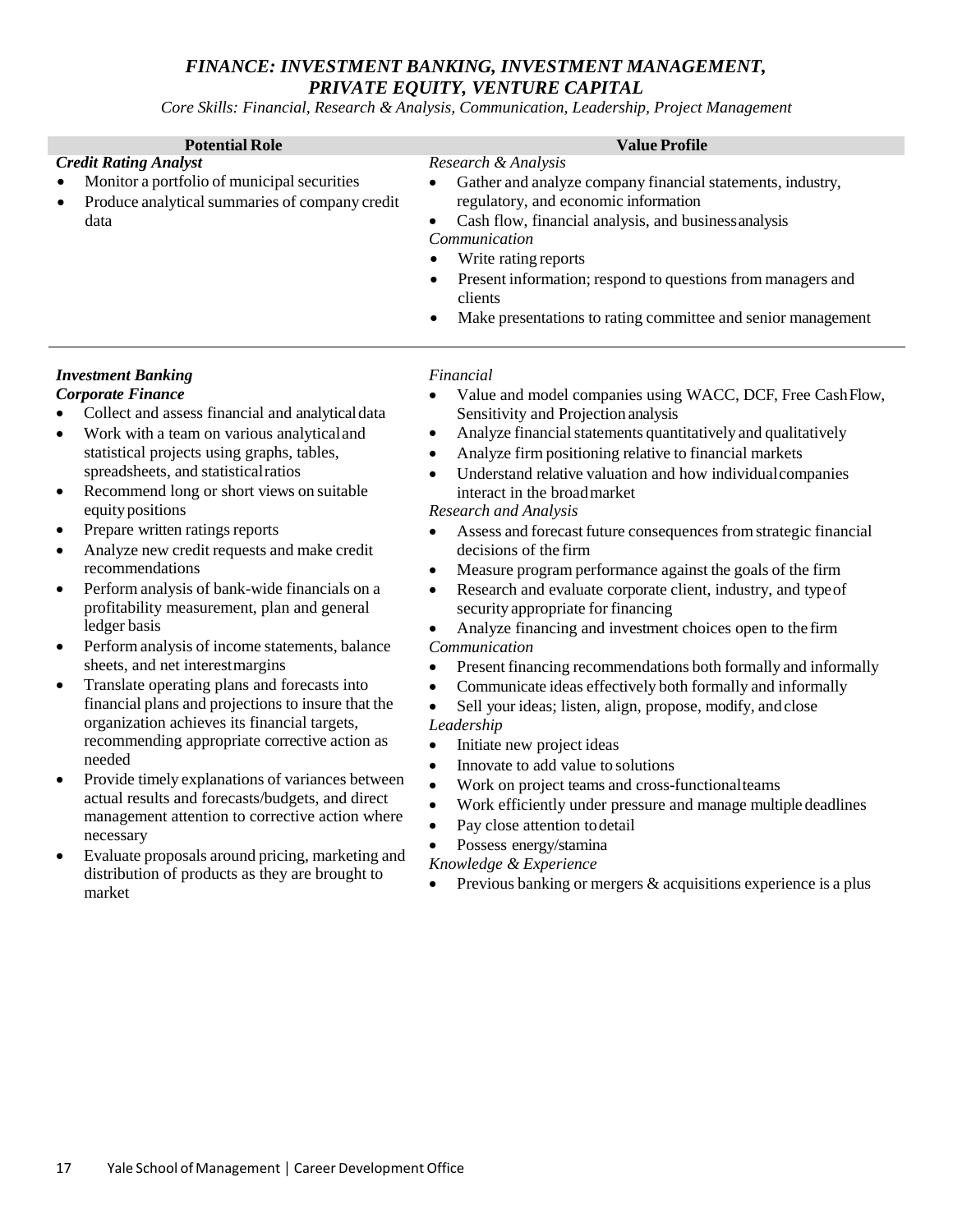## *FINANCE: INVESTMENT BANKING, INVESTMENT MANAGEMENT, PRIVATE EQUITY, VENTURE CAPITAL*

*Core Skills: Financial, Research & Analysis, Communication, Leadership, Project Management*

| Potential Role | Value Profile |
|---|---|
| ***Credit Rating Analyst***<br>• Monitor a portfolio of municipal securities<br>• Produce analytical summaries of company credit data | *Research & Analysis*<br>• Gather and analyze company financial statements, industry, regulatory, and economic information<br>• Cash flow, financial analysis, and business analysis<br>*Communication*<br>• Write rating reports<br>• Present information; respond to questions from managers and clients<br>• Make presentations to rating committee and senior management |
| ***Investment Banking***<br>***Corporate Finance***<br>• Collect and assess financial and analytical data<br>• Work with a team on various analytical and statistical projects using graphs, tables, spreadsheets, and statistical ratios<br>• Recommend long or short views on suitable equity positions<br>• Prepare written ratings reports<br>• Analyze new credit requests and make credit recommendations<br>• Perform analysis of bank-wide financials on a profitability measurement, plan and general ledger basis<br>• Perform analysis of income statements, balance sheets, and net interest margins<br>• Translate operating plans and forecasts into financial plans and projections to insure that the organization achieves its financial targets, recommending appropriate corrective action as needed<br>• Provide timely explanations of variances between actual results and forecasts/budgets, and direct management attention to corrective action where necessary<br>• Evaluate proposals around pricing, marketing and distribution of products as they are brought to market | *Financial*<br>• Value and model companies using WACC, DCF, Free Cash Flow, Sensitivity and Projection analysis<br>• Analyze financial statements quantitatively and qualitatively<br>• Analyze firm positioning relative to financial markets<br>• Understand relative valuation and how individual companies interact in the broad market<br>*Research and Analysis*<br>• Assess and forecast future consequences from strategic financial decisions of the firm<br>• Measure program performance against the goals of the firm<br>• Research and evaluate corporate client, industry, and type of security appropriate for financing<br>• Analyze financing and investment choices open to the firm<br>*Communication*<br>• Present financing recommendations both formally and informally<br>• Communicate ideas effectively both formally and informally<br>• Sell your ideas; listen, align, propose, modify, and close<br>*Leadership*<br>• Initiate new project ideas<br>• Innovate to add value to solutions<br>• Work on project teams and cross-functional teams<br>• Work efficiently under pressure and manage multiple deadlines<br>• Pay close attention to detail<br>• Possess energy/stamina<br>*Knowledge & Experience*<br>• Previous banking or mergers & acquisitions experience is a plus |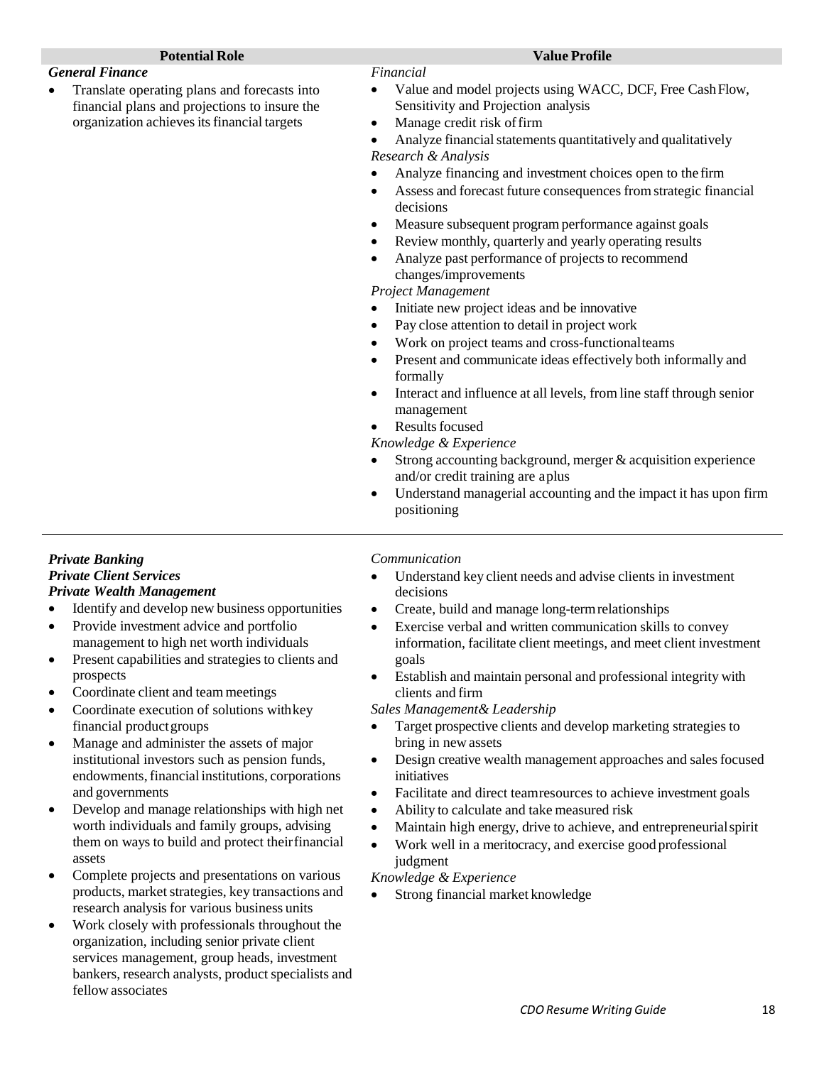| Potential Role | Value Profile |
| --- | --- |
| ***General Finance***<br>• Translate operating plans and forecasts into financial plans and projections to insure the organization achieves its financial targets | *Financial*<br>• Value and model projects using WACC, DCF, Free Cash Flow, Sensitivity and Projection analysis<br>• Manage credit risk of firm<br>• Analyze financial statements quantitatively and qualitatively<br>*Research & Analysis*<br>• Analyze financing and investment choices open to the firm<br>• Assess and forecast future consequences from strategic financial decisions<br>• Measure subsequent program performance against goals<br>• Review monthly, quarterly and yearly operating results<br>• Analyze past performance of projects to recommend changes/improvements<br>*Project Management*<br>• Initiate new project ideas and be innovative<br>• Pay close attention to detail in project work<br>• Work on project teams and cross-functional teams<br>• Present and communicate ideas effectively both informally and formally<br>• Interact and influence at all levels, from line staff through senior management<br>• Results focused<br>*Knowledge & Experience*<br>• Strong accounting background, merger & acquisition experience and/or credit training are a plus<br>• Understand managerial accounting and the impact it has upon firm positioning |
| ***Private Banking***<br>***Private Client Services***<br>***Private Wealth Management***<br>• Identify and develop new business opportunities<br>• Provide investment advice and portfolio management to high net worth individuals<br>• Present capabilities and strategies to clients and prospects<br>• Coordinate client and team meetings<br>• Coordinate execution of solutions with key financial product groups<br>• Manage and administer the assets of major institutional investors such as pension funds, endowments, financial institutions, corporations and governments<br>• Develop and manage relationships with high net worth individuals and family groups, advising them on ways to build and protect their financial assets<br>• Complete projects and presentations on various products, market strategies, key transactions and research analysis for various business units<br>• Work closely with professionals throughout the organization, including senior private client services management, group heads, investment bankers, research analysts, product specialists and fellow associates | *Communication*<br>• Understand key client needs and advise clients in investment decisions<br>• Create, build and manage long-term relationships<br>• Exercise verbal and written communication skills to convey information, facilitate client meetings, and meet client investment goals<br>• Establish and maintain personal and professional integrity with clients and firm<br>*Sales Management& Leadership*<br>• Target prospective clients and develop marketing strategies to bring in new assets<br>• Design creative wealth management approaches and sales focused initiatives<br>• Facilitate and direct team resources to achieve investment goals<br>• Ability to calculate and take measured risk<br>• Maintain high energy, drive to achieve, and entrepreneurial spirit<br>• Work well in a meritocracy, and exercise good professional judgment<br>*Knowledge & Experience*<br>• Strong financial market knowledge |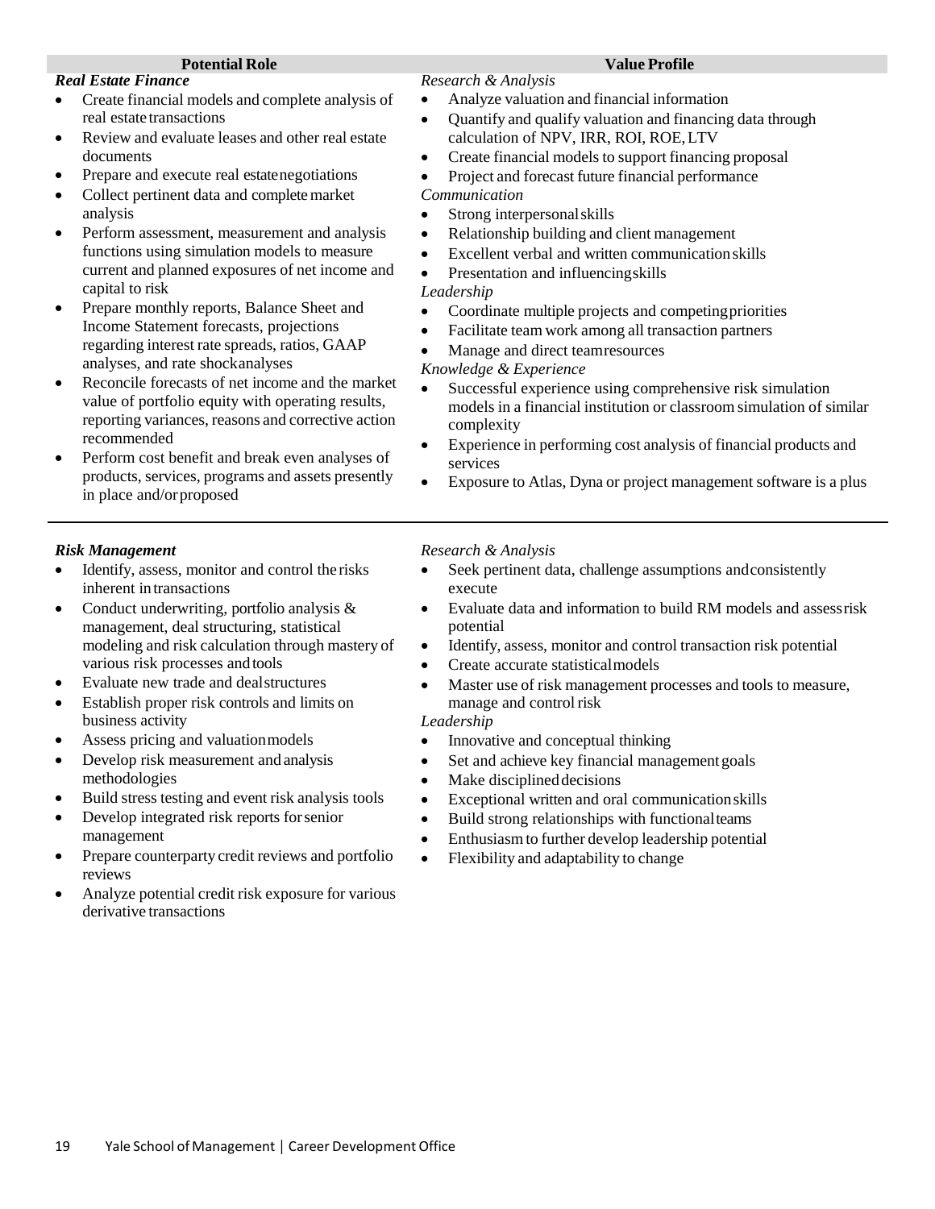| Potential Role | Value Profile |
|---|---|
| ***Real Estate Finance***<br>• Create financial models and complete analysis of real estate transactions<br>• Review and evaluate leases and other real estate documents<br>• Prepare and execute real estate negotiations<br>• Collect pertinent data and complete market analysis<br>• Perform assessment, measurement and analysis functions using simulation models to measure current and planned exposures of net income and capital to risk<br>• Prepare monthly reports, Balance Sheet and Income Statement forecasts, projections regarding interest rate spreads, ratios, GAAP analyses, and rate shock analyses<br>• Reconcile forecasts of net income and the market value of portfolio equity with operating results, reporting variances, reasons and corrective action recommended<br>• Perform cost benefit and break even analyses of products, services, programs and assets presently in place and/or proposed | *Research & Analysis*<br>• Analyze valuation and financial information<br>• Quantify and qualify valuation and financing data through calculation of NPV, IRR, ROI, ROE, LTV<br>• Create financial models to support financing proposal<br>• Project and forecast future financial performance<br>*Communication*<br>• Strong interpersonal skills<br>• Relationship building and client management<br>• Excellent verbal and written communication skills<br>• Presentation and influencing skills<br>*Leadership*<br>• Coordinate multiple projects and competing priorities<br>• Facilitate team work among all transaction partners<br>• Manage and direct team resources<br>*Knowledge & Experience*<br>• Successful experience using comprehensive risk simulation models in a financial institution or classroom simulation of similar complexity<br>• Experience in performing cost analysis of financial products and services<br>• Exposure to Atlas, Dyna or project management software is a plus |
| ***Risk Management***<br>• Identify, assess, monitor and control the risks inherent in transactions<br>• Conduct underwriting, portfolio analysis & management, deal structuring, statistical modeling and risk calculation through mastery of various risk processes and tools<br>• Evaluate new trade and deal structures<br>• Establish proper risk controls and limits on business activity<br>• Assess pricing and valuation models<br>• Develop risk measurement and analysis methodologies<br>• Build stress testing and event risk analysis tools<br>• Develop integrated risk reports for senior management<br>• Prepare counterparty credit reviews and portfolio reviews<br>• Analyze potential credit risk exposure for various derivative transactions | *Research & Analysis*<br>• Seek pertinent data, challenge assumptions and consistently execute<br>• Evaluate data and information to build RM models and assess risk potential<br>• Identify, assess, monitor and control transaction risk potential<br>• Create accurate statistical models<br>• Master use of risk management processes and tools to measure, manage and control risk<br>*Leadership*<br>• Innovative and conceptual thinking<br>• Set and achieve key financial management goals<br>• Make disciplined decisions<br>• Exceptional written and oral communication skills<br>• Build strong relationships with functional teams<br>• Enthusiasm to further develop leadership potential<br>• Flexibility and adaptability to change |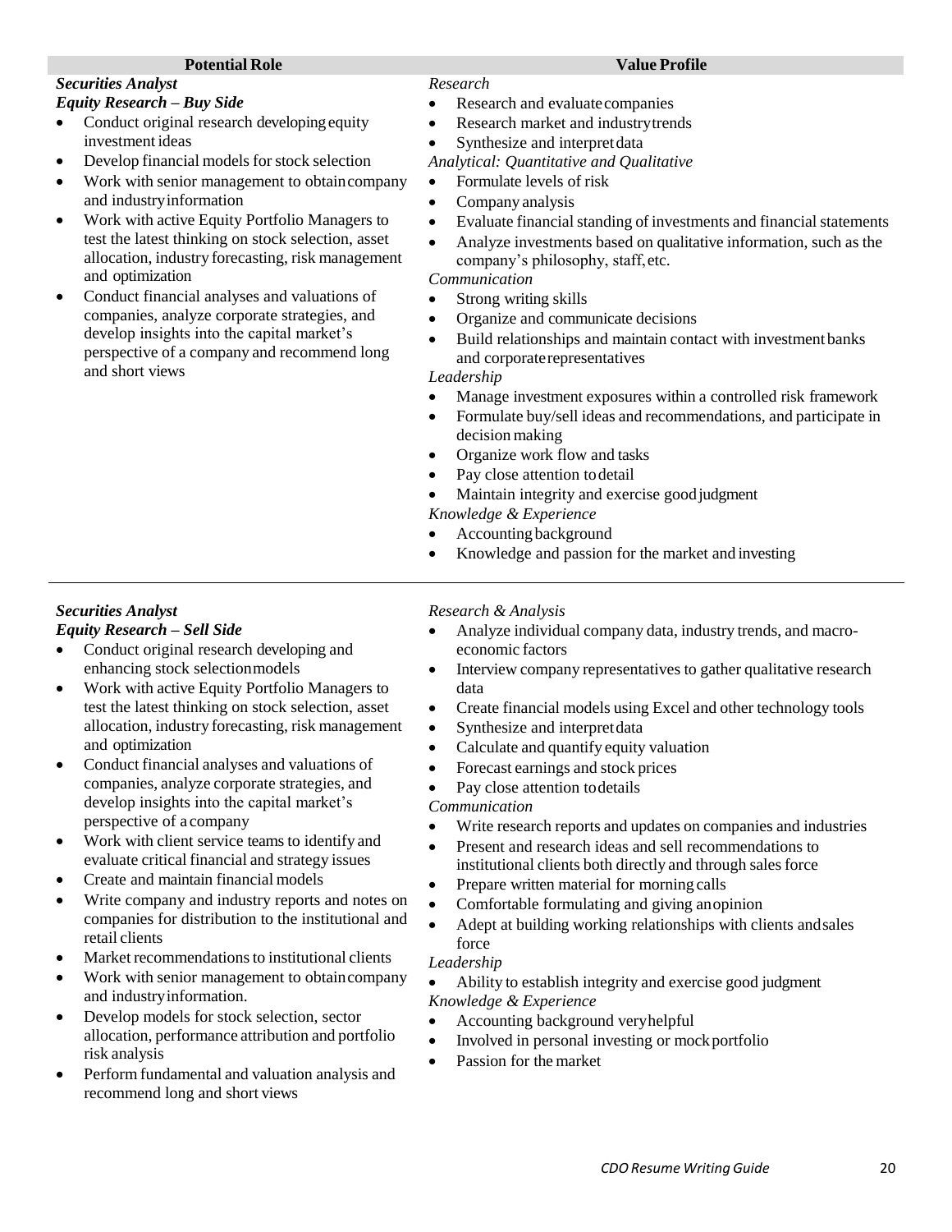| Potential Role | Value Profile |
|---|---|
| ***Securities Analyst***<br>***Equity Research – Buy Side***<br>• Conduct original research developing equity investment ideas<br>• Develop financial models for stock selection<br>• Work with senior management to obtain company and industry information<br>• Work with active Equity Portfolio Managers to test the latest thinking on stock selection, asset allocation, industry forecasting, risk management and optimization<br>• Conduct financial analyses and valuations of companies, analyze corporate strategies, and develop insights into the capital market's perspective of a company and recommend long and short views | *Research*<br>• Research and evaluate companies<br>• Research market and industry trends<br>• Synthesize and interpret data<br>*Analytical: Quantitative and Qualitative*<br>• Formulate levels of risk<br>• Company analysis<br>• Evaluate financial standing of investments and financial statements<br>• Analyze investments based on qualitative information, such as the company's philosophy, staff, etc.<br>*Communication*<br>• Strong writing skills<br>• Organize and communicate decisions<br>• Build relationships and maintain contact with investment banks and corporate representatives<br>*Leadership*<br>• Manage investment exposures within a controlled risk framework<br>• Formulate buy/sell ideas and recommendations, and participate in decision making<br>• Organize work flow and tasks<br>• Pay close attention to detail<br>• Maintain integrity and exercise good judgment<br>*Knowledge & Experience*<br>• Accounting background<br>• Knowledge and passion for the market and investing |
| ***Securities Analyst***<br>***Equity Research – Sell Side***<br>• Conduct original research developing and enhancing stock selection models<br>• Work with active Equity Portfolio Managers to test the latest thinking on stock selection, asset allocation, industry forecasting, risk management and optimization<br>• Conduct financial analyses and valuations of companies, analyze corporate strategies, and develop insights into the capital market's perspective of a company<br>• Work with client service teams to identify and evaluate critical financial and strategy issues<br>• Create and maintain financial models<br>• Write company and industry reports and notes on companies for distribution to the institutional and retail clients<br>• Market recommendations to institutional clients<br>• Work with senior management to obtain company and industry information.<br>• Develop models for stock selection, sector allocation, performance attribution and portfolio risk analysis<br>• Perform fundamental and valuation analysis and recommend long and short views | *Research & Analysis*<br>• Analyze individual company data, industry trends, and macro-economic factors<br>• Interview company representatives to gather qualitative research data<br>• Create financial models using Excel and other technology tools<br>• Synthesize and interpret data<br>• Calculate and quantify equity valuation<br>• Forecast earnings and stock prices<br>• Pay close attention to details<br>*Communication*<br>• Write research reports and updates on companies and industries<br>• Present and research ideas and sell recommendations to institutional clients both directly and through sales force<br>• Prepare written material for morning calls<br>• Comfortable formulating and giving an opinion<br>• Adept at building working relationships with clients and sales force<br>*Leadership*<br>• Ability to establish integrity and exercise good judgment<br>*Knowledge & Experience*<br>• Accounting background very helpful<br>• Involved in personal investing or mock portfolio<br>• Passion for the market |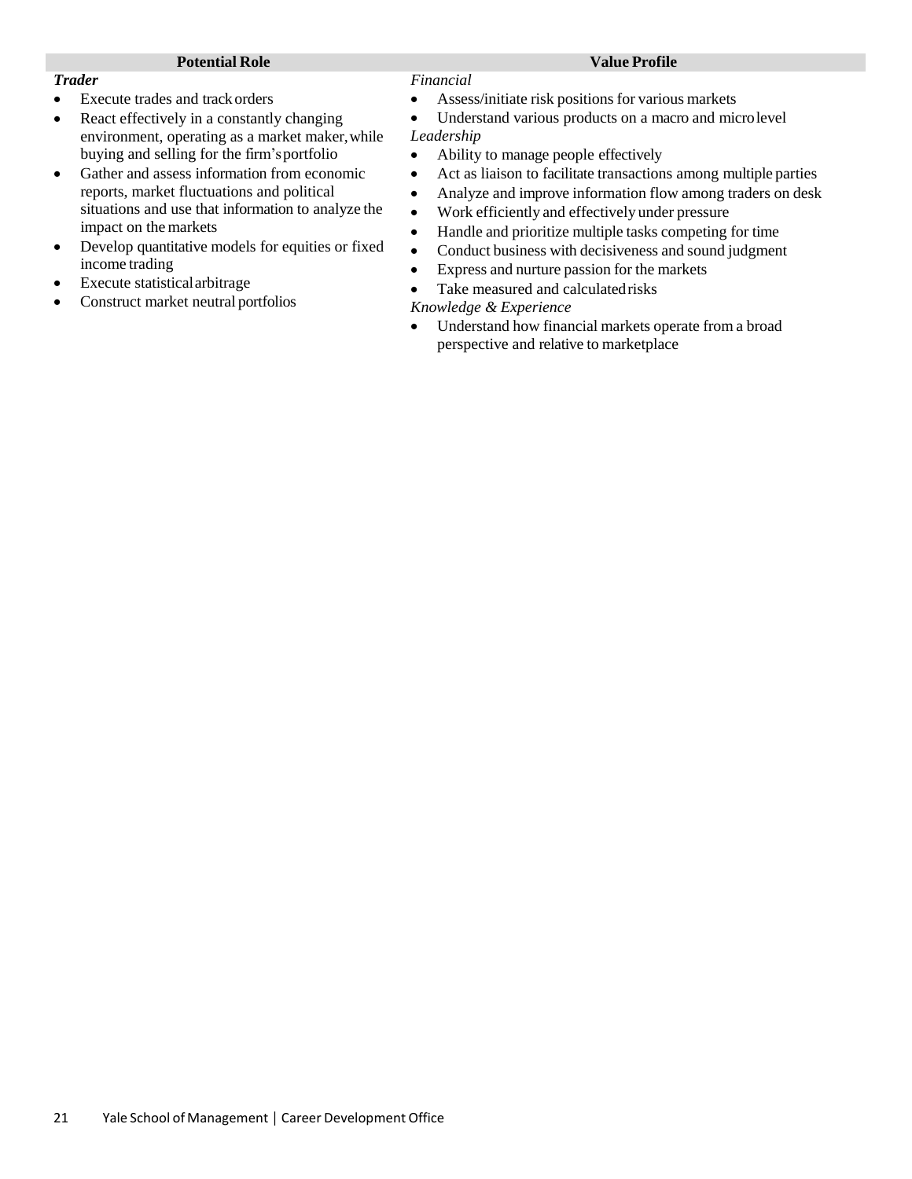| Potential Role | Value Profile |
|---|---|
| ***Trader***<br>• Execute trades and track orders<br>• React effectively in a constantly changing environment, operating as a market maker, while buying and selling for the firm's portfolio<br>• Gather and assess information from economic reports, market fluctuations and political situations and use that information to analyze the impact on the markets<br>• Develop quantitative models for equities or fixed income trading<br>• Execute statistical arbitrage<br>• Construct market neutral portfolios | *Financial*<br>• Assess/initiate risk positions for various markets<br>• Understand various products on a macro and micro level<br>*Leadership*<br>• Ability to manage people effectively<br>• Act as liaison to facilitate transactions among multiple parties<br>• Analyze and improve information flow among traders on desk<br>• Work efficiently and effectively under pressure<br>• Handle and prioritize multiple tasks competing for time<br>• Conduct business with decisiveness and sound judgment<br>• Express and nurture passion for the markets<br>• Take measured and calculated risks<br>*Knowledge & Experience*<br>• Understand how financial markets operate from a broad perspective and relative to marketplace |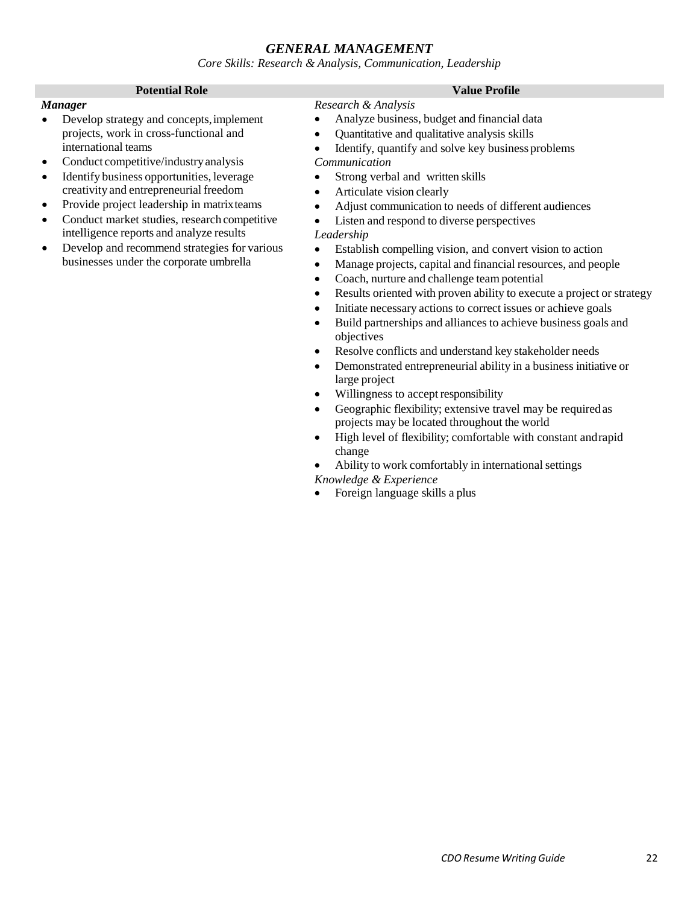# *GENERAL MANAGEMENT*

*Core Skills: Research & Analysis, Communication, Leadership*

**Potential Role**

***Manager***

- Develop strategy and concepts, implement projects, work in cross-functional and international teams
- Conduct competitive/industry analysis
- Identify business opportunities, leverage creativity and entrepreneurial freedom
- Provide project leadership in matrix teams
- Conduct market studies, research competitive intelligence reports and analyze results
- Develop and recommend strategies for various businesses under the corporate umbrella

**Value Profile**

*Research & Analysis*

- Analyze business, budget and financial data
- Quantitative and qualitative analysis skills
- Identify, quantify and solve key business problems

*Communication*

- Strong verbal and written skills
- Articulate vision clearly
- Adjust communication to needs of different audiences
- Listen and respond to diverse perspectives

*Leadership*

- Establish compelling vision, and convert vision to action
- Manage projects, capital and financial resources, and people
- Coach, nurture and challenge team potential
- Results oriented with proven ability to execute a project or strategy
- Initiate necessary actions to correct issues or achieve goals
- Build partnerships and alliances to achieve business goals and objectives
- Resolve conflicts and understand key stakeholder needs
- Demonstrated entrepreneurial ability in a business initiative or large project
- Willingness to accept responsibility
- Geographic flexibility; extensive travel may be required as projects may be located throughout the world
- High level of flexibility; comfortable with constant and rapid change
- Ability to work comfortably in international settings

*Knowledge & Experience*

- Foreign language skills a plus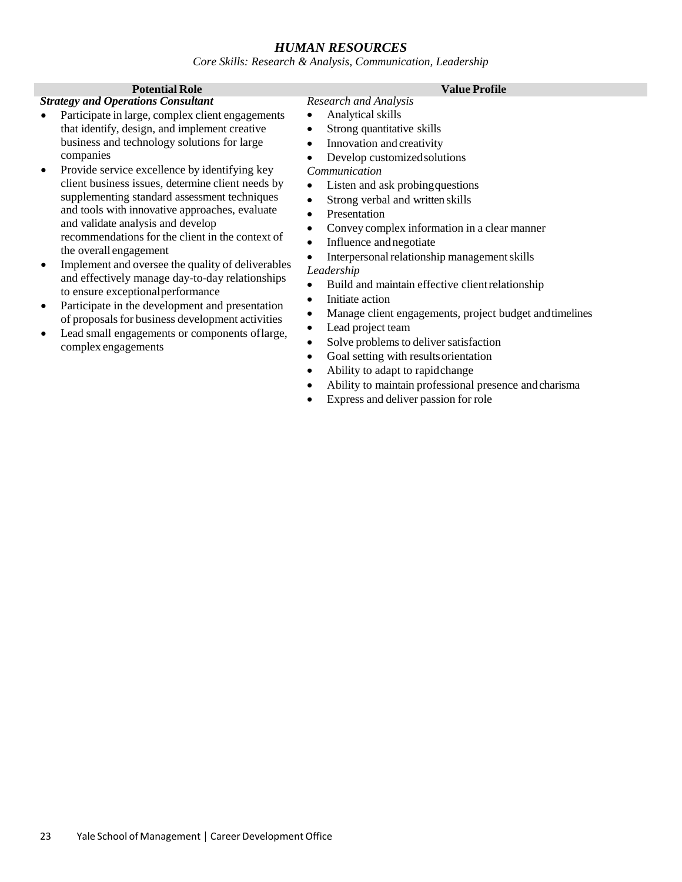# *HUMAN RESOURCES*

*Core Skills: Research & Analysis, Communication, Leadership*

| Potential Role | Value Profile |
|---|---|
| ***Strategy and Operations Consultant*** <br>• Participate in large, complex client engagements that identify, design, and implement creative business and technology solutions for large companies <br>• Provide service excellence by identifying key client business issues, determine client needs by supplementing standard assessment techniques and tools with innovative approaches, evaluate and validate analysis and develop recommendations for the client in the context of the overall engagement <br>• Implement and oversee the quality of deliverables and effectively manage day-to-day relationships to ensure exceptional performance <br>• Participate in the development and presentation of proposals for business development activities <br>• Lead small engagements or components of large, complex engagements | *Research and Analysis* <br>• Analytical skills <br>• Strong quantitative skills <br>• Innovation and creativity <br>• Develop customized solutions <br>*Communication* <br>• Listen and ask probing questions <br>• Strong verbal and written skills <br>• Presentation <br>• Convey complex information in a clear manner <br>• Influence and negotiate <br>• Interpersonal relationship management skills <br>*Leadership* <br>• Build and maintain effective client relationship <br>• Initiate action <br>• Manage client engagements, project budget and timelines <br>• Lead project team <br>• Solve problems to deliver satisfaction <br>• Goal setting with results orientation <br>• Ability to adapt to rapid change <br>• Ability to maintain professional presence and charisma <br>• Express and deliver passion for role |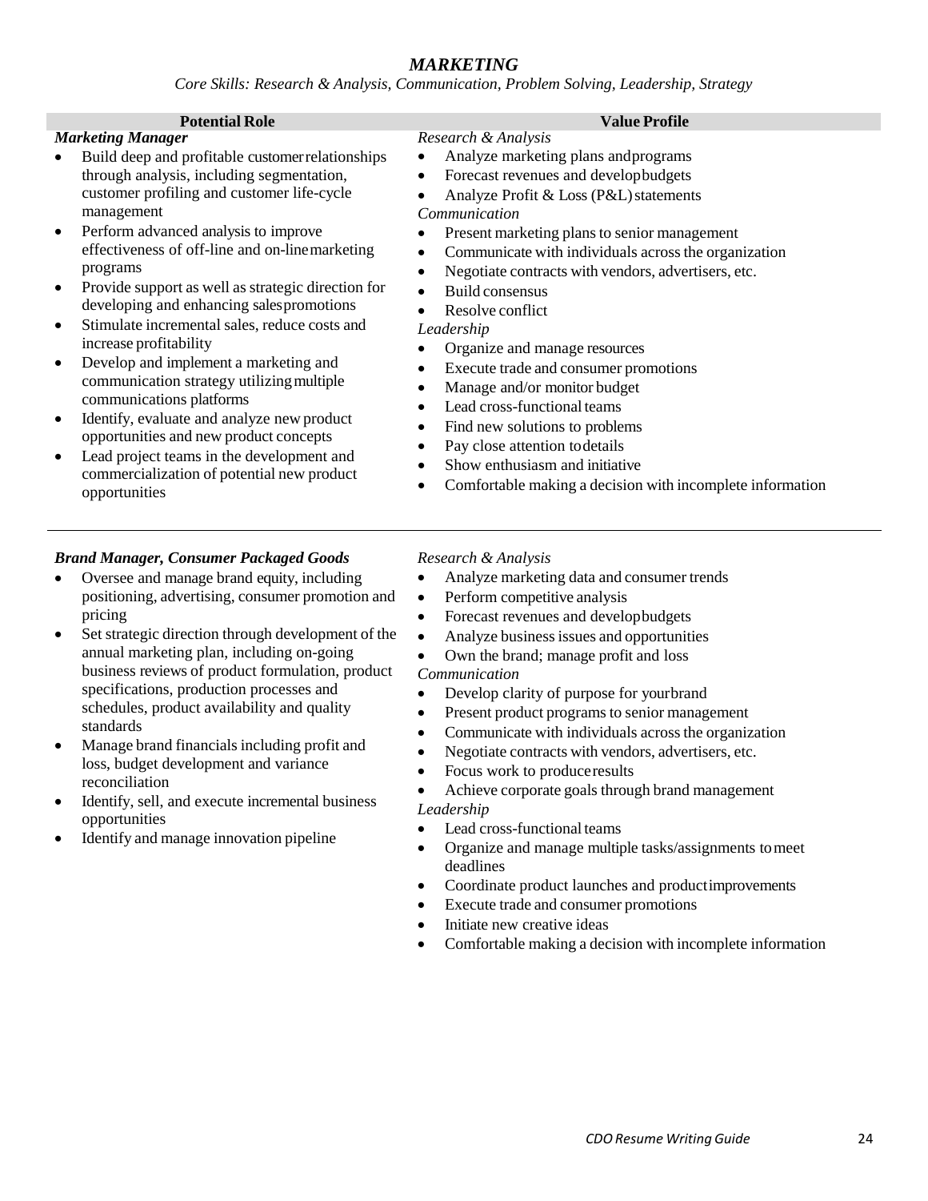# *MARKETING*

*Core Skills: Research & Analysis, Communication, Problem Solving, Leadership, Strategy*

| Potential Role | Value Profile |
|---|---|
| ***Marketing Manager***<br>• Build deep and profitable customer relationships through analysis, including segmentation, customer profiling and customer life-cycle management<br>• Perform advanced analysis to improve effectiveness of off-line and on-line marketing programs<br>• Provide support as well as strategic direction for developing and enhancing sales promotions<br>• Stimulate incremental sales, reduce costs and increase profitability<br>• Develop and implement a marketing and communication strategy utilizing multiple communications platforms<br>• Identify, evaluate and analyze new product opportunities and new product concepts<br>• Lead project teams in the development and commercialization of potential new product opportunities | *Research & Analysis*<br>• Analyze marketing plans and programs<br>• Forecast revenues and develop budgets<br>• Analyze Profit & Loss (P&L) statements<br>*Communication*<br>• Present marketing plans to senior management<br>• Communicate with individuals across the organization<br>• Negotiate contracts with vendors, advertisers, etc.<br>• Build consensus<br>• Resolve conflict<br>*Leadership*<br>• Organize and manage resources<br>• Execute trade and consumer promotions<br>• Manage and/or monitor budget<br>• Lead cross-functional teams<br>• Find new solutions to problems<br>• Pay close attention to details<br>• Show enthusiasm and initiative<br>• Comfortable making a decision with incomplete information |
| ***Brand Manager, Consumer Packaged Goods***<br>• Oversee and manage brand equity, including positioning, advertising, consumer promotion and pricing<br>• Set strategic direction through development of the annual marketing plan, including on-going business reviews of product formulation, product specifications, production processes and schedules, product availability and quality standards<br>• Manage brand financials including profit and loss, budget development and variance reconciliation<br>• Identify, sell, and execute incremental business opportunities<br>• Identify and manage innovation pipeline | *Research & Analysis*<br>• Analyze marketing data and consumer trends<br>• Perform competitive analysis<br>• Forecast revenues and develop budgets<br>• Analyze business issues and opportunities<br>• Own the brand; manage profit and loss<br>*Communication*<br>• Develop clarity of purpose for your brand<br>• Present product programs to senior management<br>• Communicate with individuals across the organization<br>• Negotiate contracts with vendors, advertisers, etc.<br>• Focus work to produce results<br>• Achieve corporate goals through brand management<br>*Leadership*<br>• Lead cross-functional teams<br>• Organize and manage multiple tasks/assignments to meet deadlines<br>• Coordinate product launches and product improvements<br>• Execute trade and consumer promotions<br>• Initiate new creative ideas<br>• Comfortable making a decision with incomplete information |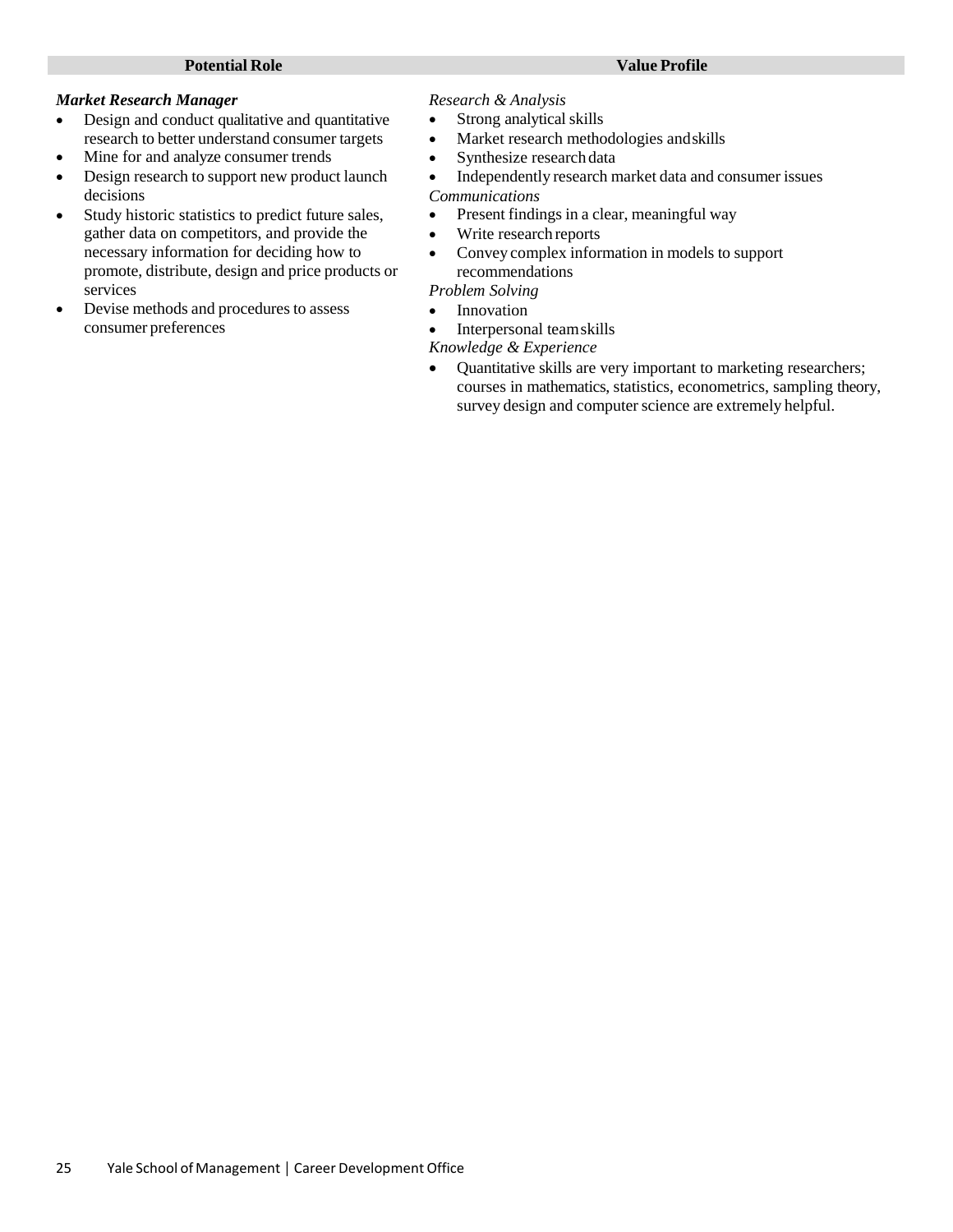| Potential Role | Value Profile |
| --- | --- |
| ***Market Research Manager***<br>• Design and conduct qualitative and quantitative research to better understand consumer targets<br>• Mine for and analyze consumer trends<br>• Design research to support new product launch decisions<br>• Study historic statistics to predict future sales, gather data on competitors, and provide the necessary information for deciding how to promote, distribute, design and price products or services<br>• Devise methods and procedures to assess consumer preferences | *Research & Analysis*<br>• Strong analytical skills<br>• Market research methodologies and skills<br>• Synthesize research data<br>• Independently research market data and consumer issues<br>*Communications*<br>• Present findings in a clear, meaningful way<br>• Write research reports<br>• Convey complex information in models to support recommendations<br>*Problem Solving*<br>• Innovation<br>• Interpersonal team skills<br>*Knowledge & Experience*<br>• Quantitative skills are very important to marketing researchers; courses in mathematics, statistics, econometrics, sampling theory, survey design and computer science are extremely helpful. |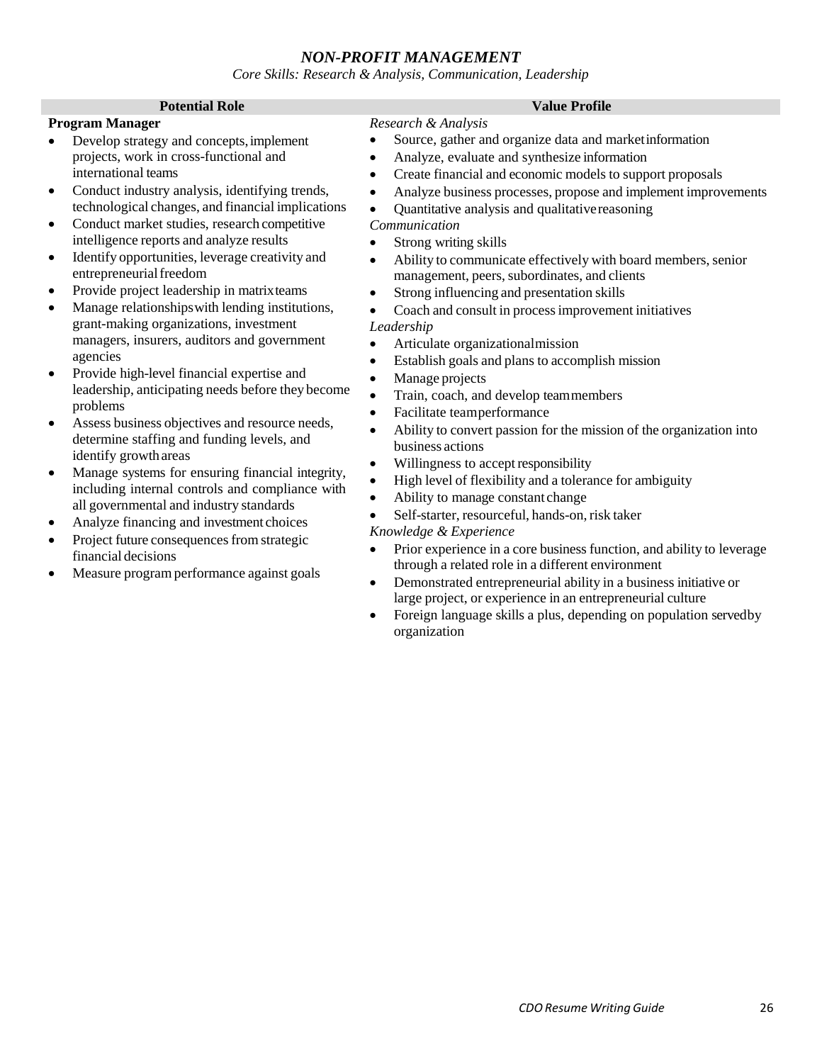# *NON-PROFIT MANAGEMENT*

*Core Skills: Research & Analysis, Communication, Leadership*

## Potential Role

**Program Manager**

- Develop strategy and concepts, implement projects, work in cross-functional and international teams
- Conduct industry analysis, identifying trends, technological changes, and financial implications
- Conduct market studies, research competitive intelligence reports and analyze results
- Identify opportunities, leverage creativity and entrepreneurial freedom
- Provide project leadership in matrix teams
- Manage relationships with lending institutions, grant-making organizations, investment managers, insurers, auditors and government agencies
- Provide high-level financial expertise and leadership, anticipating needs before they become problems
- Assess business objectives and resource needs, determine staffing and funding levels, and identify growth areas
- Manage systems for ensuring financial integrity, including internal controls and compliance with all governmental and industry standards
- Analyze financing and investment choices
- Project future consequences from strategic financial decisions
- Measure program performance against goals

## Value Profile

*Research & Analysis*

- Source, gather and organize data and market information
- Analyze, evaluate and synthesize information
- Create financial and economic models to support proposals
- Analyze business processes, propose and implement improvements
- Quantitative analysis and qualitative reasoning

*Communication*

- Strong writing skills
- Ability to communicate effectively with board members, senior management, peers, subordinates, and clients
- Strong influencing and presentation skills
- Coach and consult in process improvement initiatives

*Leadership*

- Articulate organizational mission
- Establish goals and plans to accomplish mission
- Manage projects
- Train, coach, and develop team members
- Facilitate team performance
- Ability to convert passion for the mission of the organization into business actions
- Willingness to accept responsibility
- High level of flexibility and a tolerance for ambiguity
- Ability to manage constant change
- Self-starter, resourceful, hands-on, risk taker

*Knowledge & Experience*

- Prior experience in a core business function, and ability to leverage through a related role in a different environment
- Demonstrated entrepreneurial ability in a business initiative or large project, or experience in an entrepreneurial culture
- Foreign language skills a plus, depending on population served by organization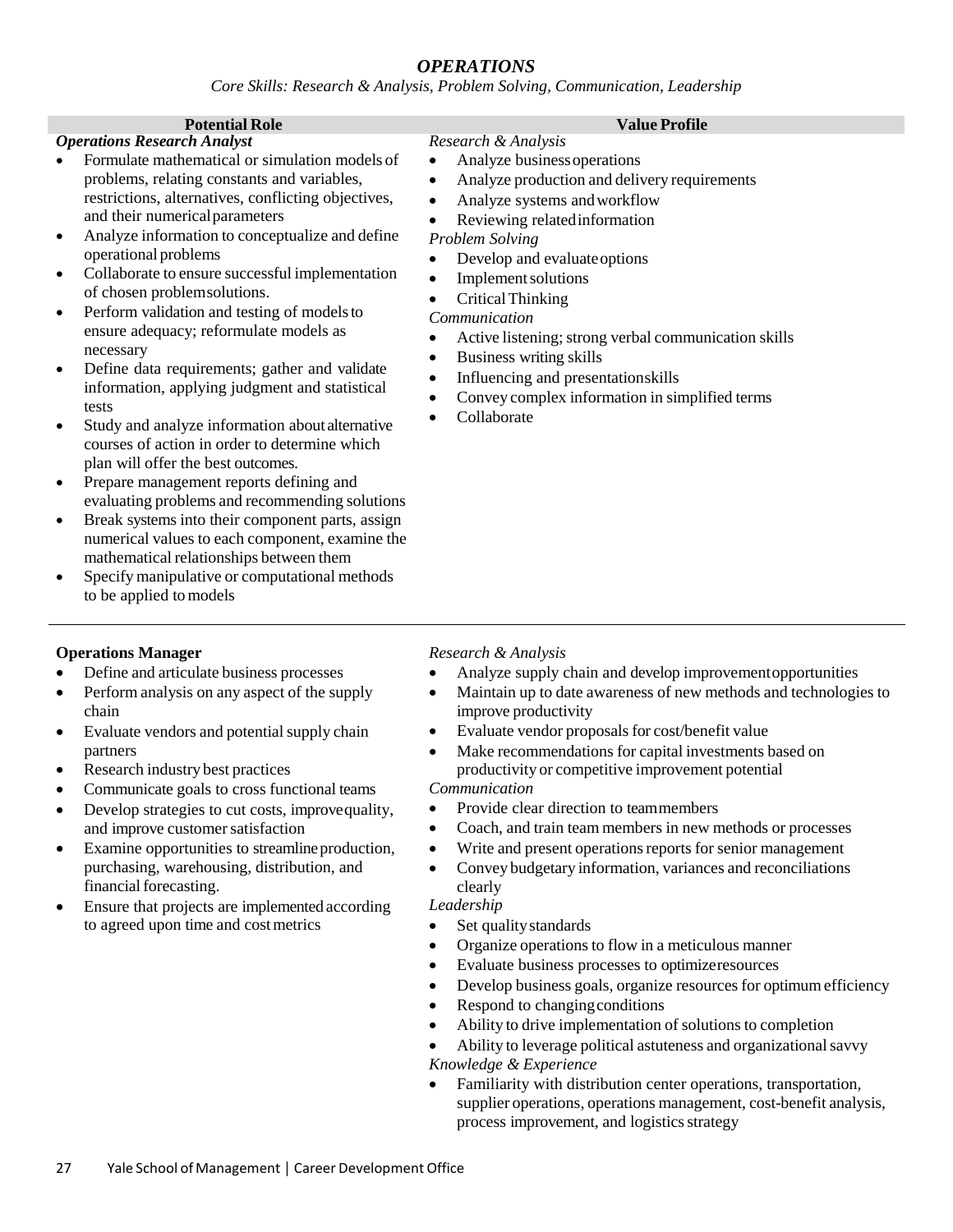# *OPERATIONS*

*Core Skills: Research & Analysis, Problem Solving, Communication, Leadership*

| Potential Role | Value Profile |
| --- | --- |
| ***Operations Research Analyst*** <br>• Formulate mathematical or simulation models of problems, relating constants and variables, restrictions, alternatives, conflicting objectives, and their numerical parameters <br>• Analyze information to conceptualize and define operational problems <br>• Collaborate to ensure successful implementation of chosen problem solutions. <br>• Perform validation and testing of models to ensure adequacy; reformulate models as necessary <br>• Define data requirements; gather and validate information, applying judgment and statistical tests <br>• Study and analyze information about alternative courses of action in order to determine which plan will offer the best outcomes. <br>• Prepare management reports defining and evaluating problems and recommending solutions <br>• Break systems into their component parts, assign numerical values to each component, examine the mathematical relationships between them <br>• Specify manipulative or computational methods to be applied to models | *Research & Analysis* <br>• Analyze business operations <br>• Analyze production and delivery requirements <br>• Analyze systems and workflow <br>• Reviewing related information <br>*Problem Solving* <br>• Develop and evaluate options <br>• Implement solutions <br>• Critical Thinking <br>*Communication* <br>• Active listening; strong verbal communication skills <br>• Business writing skills <br>• Influencing and presentation skills <br>• Convey complex information in simplified terms <br>• Collaborate |
| **Operations Manager** <br>• Define and articulate business processes <br>• Perform analysis on any aspect of the supply chain <br>• Evaluate vendors and potential supply chain partners <br>• Research industry best practices <br>• Communicate goals to cross functional teams <br>• Develop strategies to cut costs, improve quality, and improve customer satisfaction <br>• Examine opportunities to streamline production, purchasing, warehousing, distribution, and financial forecasting. <br>• Ensure that projects are implemented according to agreed upon time and cost metrics | *Research & Analysis* <br>• Analyze supply chain and develop improvement opportunities <br>• Maintain up to date awareness of new methods and technologies to improve productivity <br>• Evaluate vendor proposals for cost/benefit value <br>• Make recommendations for capital investments based on productivity or competitive improvement potential <br>*Communication* <br>• Provide clear direction to team members <br>• Coach, and train team members in new methods or processes <br>• Write and present operations reports for senior management <br>• Convey budgetary information, variances and reconciliations clearly <br>*Leadership* <br>• Set quality standards <br>• Organize operations to flow in a meticulous manner <br>• Evaluate business processes to optimize resources <br>• Develop business goals, organize resources for optimum efficiency <br>• Respond to changing conditions <br>• Ability to drive implementation of solutions to completion <br>• Ability to leverage political astuteness and organizational savvy <br>*Knowledge & Experience* <br>• Familiarity with distribution center operations, transportation, supplier operations, operations management, cost-benefit analysis, process improvement, and logistics strategy |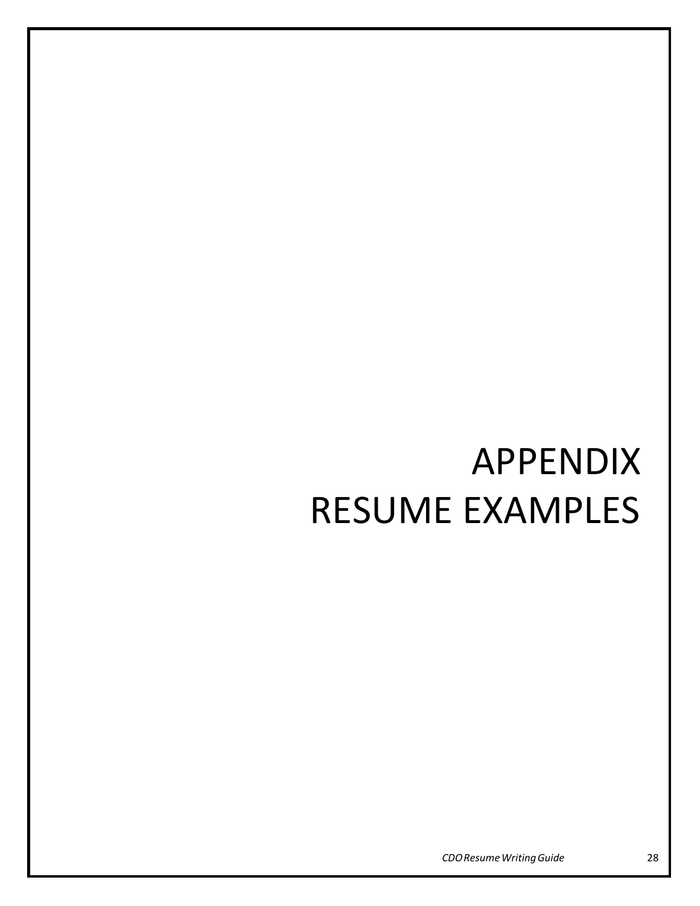# APPENDIX
# RESUME EXAMPLES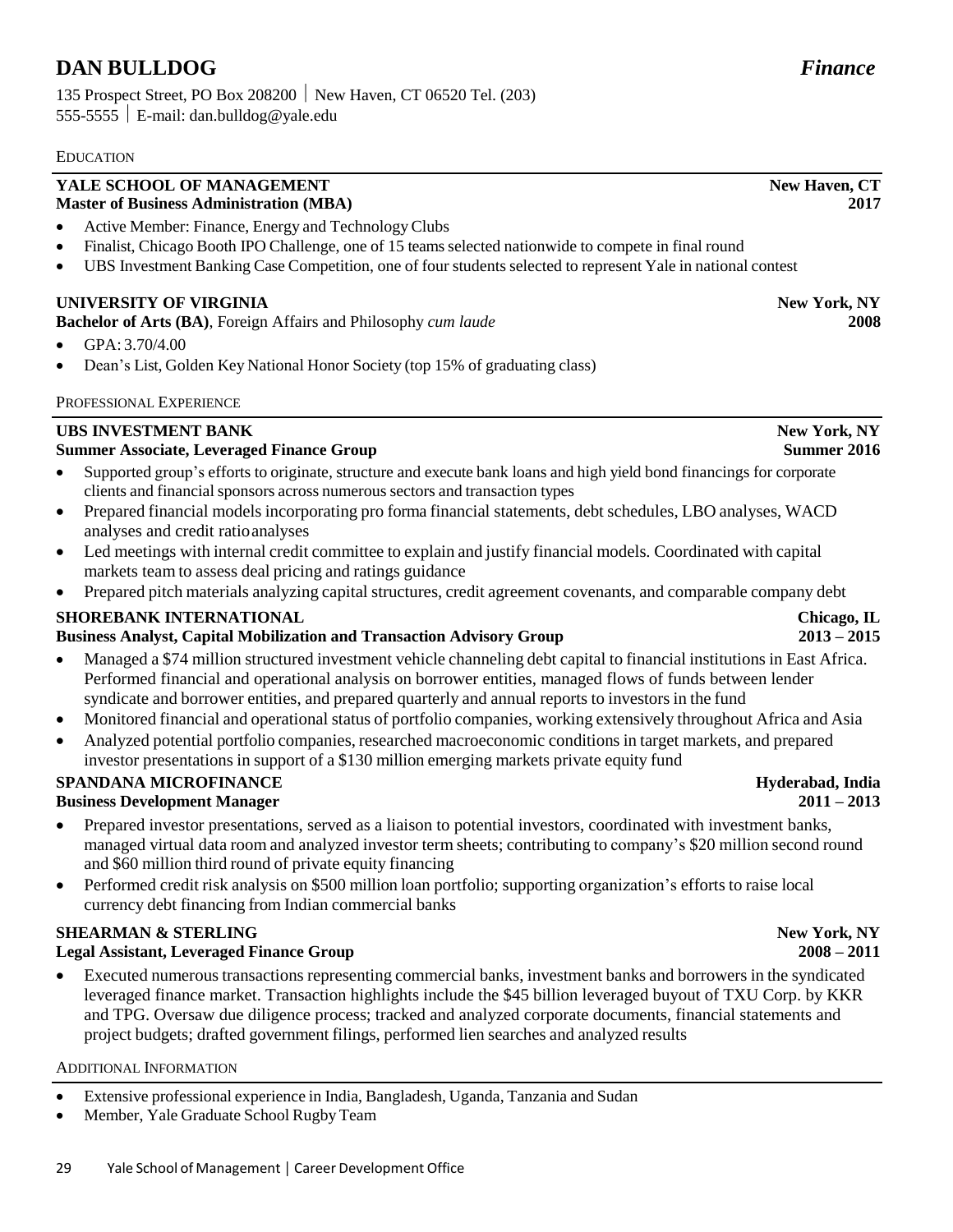# DAN BULLDOG *Finance*

135 Prospect Street, PO Box 208200 | New Haven, CT 06520 Tel. (203) 555-5555 | E-mail: dan.bulldog@yale.edu

## EDUCATION

**YALE SCHOOL OF MANAGEMENT** — **New Haven, CT**
**Master of Business Administration (MBA)** — **2017**

- Active Member: Finance, Energy and Technology Clubs
- Finalist, Chicago Booth IPO Challenge, one of 15 teams selected nationwide to compete in final round
- UBS Investment Banking Case Competition, one of four students selected to represent Yale in national contest

**UNIVERSITY OF VIRGINIA** — **New York, NY**
**Bachelor of Arts (BA)**, Foreign Affairs and Philosophy *cum laude* — **2008**

- GPA: 3.70/4.00
- Dean's List, Golden Key National Honor Society (top 15% of graduating class)

## PROFESSIONAL EXPERIENCE

**UBS INVESTMENT BANK** — **New York, NY**
**Summer Associate, Leveraged Finance Group** — **Summer 2016**

- Supported group's efforts to originate, structure and execute bank loans and high yield bond financings for corporate clients and financial sponsors across numerous sectors and transaction types
- Prepared financial models incorporating pro forma financial statements, debt schedules, LBO analyses, WACD analyses and credit ratio analyses
- Led meetings with internal credit committee to explain and justify financial models. Coordinated with capital markets team to assess deal pricing and ratings guidance
- Prepared pitch materials analyzing capital structures, credit agreement covenants, and comparable company debt

**SHOREBANK INTERNATIONAL** — **Chicago, IL**
**Business Analyst, Capital Mobilization and Transaction Advisory Group** — **2013 – 2015**

- Managed a $74 million structured investment vehicle channeling debt capital to financial institutions in East Africa. Performed financial and operational analysis on borrower entities, managed flows of funds between lender syndicate and borrower entities, and prepared quarterly and annual reports to investors in the fund
- Monitored financial and operational status of portfolio companies, working extensively throughout Africa and Asia
- Analyzed potential portfolio companies, researched macroeconomic conditions in target markets, and prepared investor presentations in support of a $130 million emerging markets private equity fund

**SPANDANA MICROFINANCE** — **Hyderabad, India**
**Business Development Manager** — **2011 – 2013**

- Prepared investor presentations, served as a liaison to potential investors, coordinated with investment banks, managed virtual data room and analyzed investor term sheets; contributing to company's $20 million second round and $60 million third round of private equity financing
- Performed credit risk analysis on $500 million loan portfolio; supporting organization's efforts to raise local currency debt financing from Indian commercial banks

**SHEARMAN & STERLING** — **New York, NY**
**Legal Assistant, Leveraged Finance Group** — **2008 – 2011**

- Executed numerous transactions representing commercial banks, investment banks and borrowers in the syndicated leveraged finance market. Transaction highlights include the $45 billion leveraged buyout of TXU Corp. by KKR and TPG. Oversaw due diligence process; tracked and analyzed corporate documents, financial statements and project budgets; drafted government filings, performed lien searches and analyzed results

## ADDITIONAL INFORMATION

- Extensive professional experience in India, Bangladesh, Uganda, Tanzania and Sudan
- Member, Yale Graduate School Rugby Team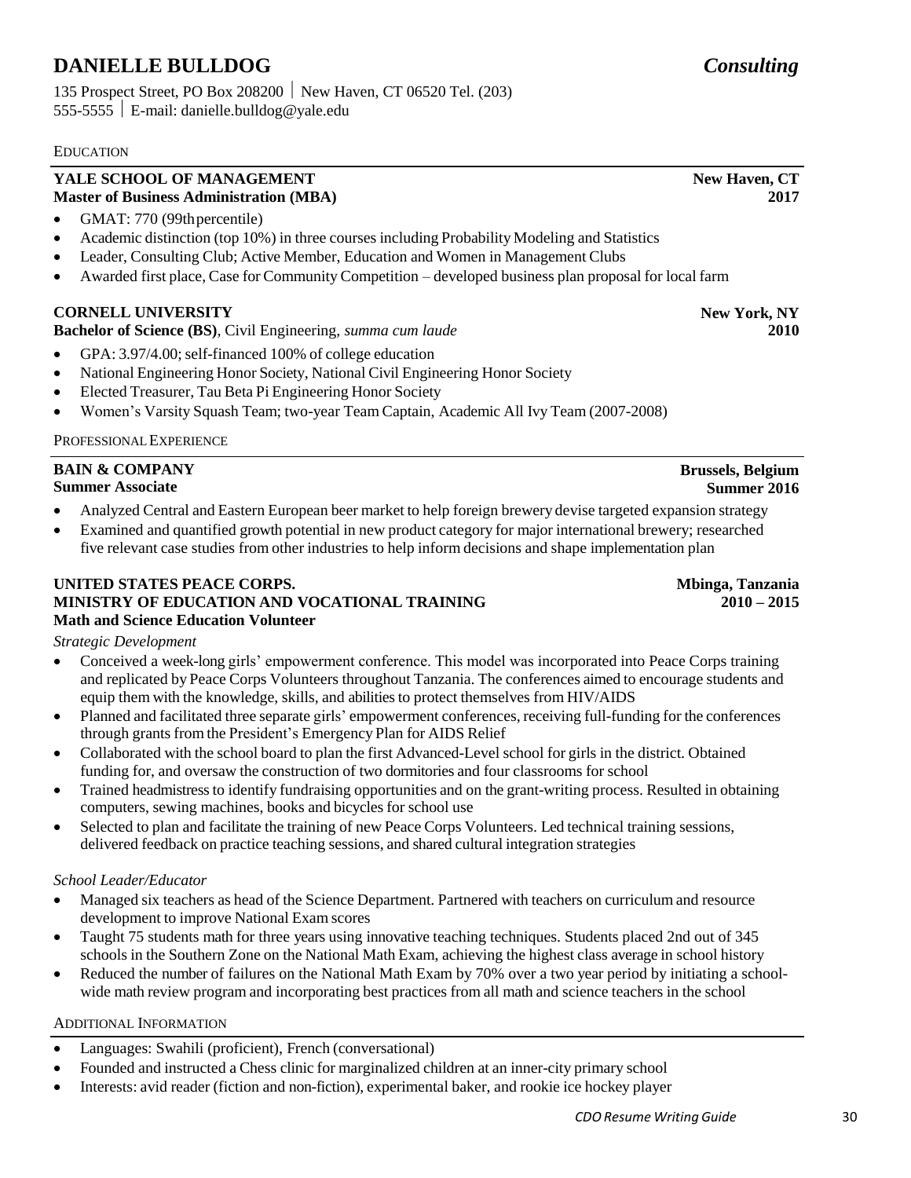# DANIELLE BULLDOG *Consulting*

135 Prospect Street, PO Box 208200 | New Haven, CT 06520 Tel. (203) 555-5555 | E-mail: danielle.bulldog@yale.edu

## EDUCATION

**YALE SCHOOL OF MANAGEMENT** **New Haven, CT**
**Master of Business Administration (MBA)** **2017**

- GMAT: 770 (99th percentile)
- Academic distinction (top 10%) in three courses including Probability Modeling and Statistics
- Leader, Consulting Club; Active Member, Education and Women in Management Clubs
- Awarded first place, Case for Community Competition – developed business plan proposal for local farm

**CORNELL UNIVERSITY** **New York, NY**
**Bachelor of Science (BS)**, Civil Engineering, *summa cum laude* **2010**

- GPA: 3.97/4.00; self-financed 100% of college education
- National Engineering Honor Society, National Civil Engineering Honor Society
- Elected Treasurer, Tau Beta Pi Engineering Honor Society
- Women's Varsity Squash Team; two-year Team Captain, Academic All Ivy Team (2007-2008)

## PROFESSIONAL EXPERIENCE

**BAIN & COMPANY** **Brussels, Belgium**
**Summer Associate** **Summer 2016**

- Analyzed Central and Eastern European beer market to help foreign brewery devise targeted expansion strategy
- Examined and quantified growth potential in new product category for major international brewery; researched five relevant case studies from other industries to help inform decisions and shape implementation plan

**UNITED STATES PEACE CORPS.** **Mbinga, Tanzania**
**MINISTRY OF EDUCATION AND VOCATIONAL TRAINING** **2010 – 2015**
**Math and Science Education Volunteer**

*Strategic Development*

- Conceived a week-long girls' empowerment conference. This model was incorporated into Peace Corps training and replicated by Peace Corps Volunteers throughout Tanzania. The conferences aimed to encourage students and equip them with the knowledge, skills, and abilities to protect themselves from HIV/AIDS
- Planned and facilitated three separate girls' empowerment conferences, receiving full-funding for the conferences through grants from the President's Emergency Plan for AIDS Relief
- Collaborated with the school board to plan the first Advanced-Level school for girls in the district. Obtained funding for, and oversaw the construction of two dormitories and four classrooms for school
- Trained headmistress to identify fundraising opportunities and on the grant-writing process. Resulted in obtaining computers, sewing machines, books and bicycles for school use
- Selected to plan and facilitate the training of new Peace Corps Volunteers. Led technical training sessions, delivered feedback on practice teaching sessions, and shared cultural integration strategies

*School Leader/Educator*

- Managed six teachers as head of the Science Department. Partnered with teachers on curriculum and resource development to improve National Exam scores
- Taught 75 students math for three years using innovative teaching techniques. Students placed 2nd out of 345 schools in the Southern Zone on the National Math Exam, achieving the highest class average in school history
- Reduced the number of failures on the National Math Exam by 70% over a two year period by initiating a school-wide math review program and incorporating best practices from all math and science teachers in the school

## ADDITIONAL INFORMATION

- Languages: Swahili (proficient), French (conversational)
- Founded and instructed a Chess clinic for marginalized children at an inner-city primary school
- Interests: avid reader (fiction and non-fiction), experimental baker, and rookie ice hockey player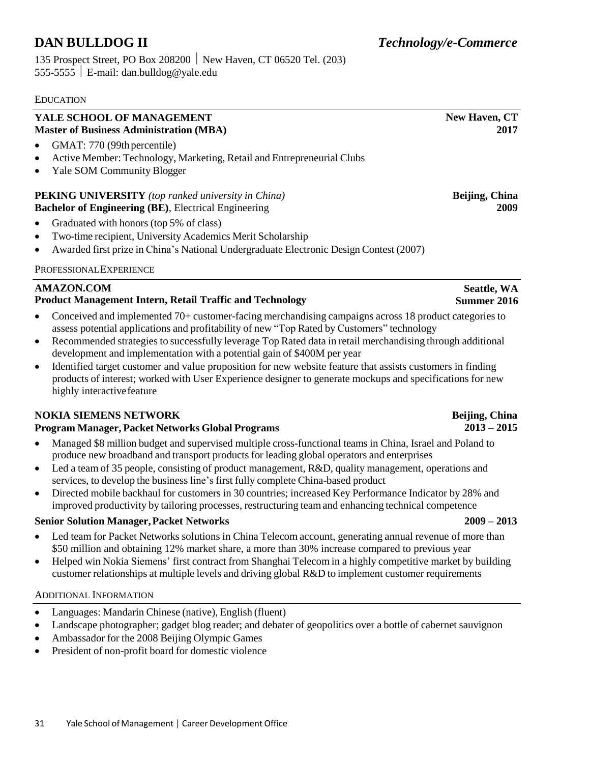# DAN BULLDOG II *Technology/e-Commerce*

135 Prospect Street, PO Box 208200 | New Haven, CT 06520 Tel. (203) 555-5555 | E-mail: dan.bulldog@yale.edu

## EDUCATION

**YALE SCHOOL OF MANAGEMENT** — **New Haven, CT**
**Master of Business Administration (MBA)** — **2017**

- GMAT: 770 (99th percentile)
- Active Member: Technology, Marketing, Retail and Entrepreneurial Clubs
- Yale SOM Community Blogger

**PEKING UNIVERSITY** *(top ranked university in China)* — **Beijing, China**
**Bachelor of Engineering (BE)**, Electrical Engineering — **2009**

- Graduated with honors (top 5% of class)
- Two-time recipient, University Academics Merit Scholarship
- Awarded first prize in China's National Undergraduate Electronic Design Contest (2007)

## PROFESSIONAL EXPERIENCE

**AMAZON.COM** — **Seattle, WA**
**Product Management Intern, Retail Traffic and Technology** — **Summer 2016**

- Conceived and implemented 70+ customer-facing merchandising campaigns across 18 product categories to assess potential applications and profitability of new "Top Rated by Customers" technology
- Recommended strategies to successfully leverage Top Rated data in retail merchandising through additional development and implementation with a potential gain of $400M per year
- Identified target customer and value proposition for new website feature that assists customers in finding products of interest; worked with User Experience designer to generate mockups and specifications for new highly interactive feature

**NOKIA SIEMENS NETWORK** — **Beijing, China**
**Program Manager, Packet Networks Global Programs** — **2013 – 2015**

- Managed $8 million budget and supervised multiple cross-functional teams in China, Israel and Poland to produce new broadband and transport products for leading global operators and enterprises
- Led a team of 35 people, consisting of product management, R&D, quality management, operations and services, to develop the business line's first fully complete China-based product
- Directed mobile backhaul for customers in 30 countries; increased Key Performance Indicator by 28% and improved productivity by tailoring processes, restructuring team and enhancing technical competence

**Senior Solution Manager, Packet Networks** — **2009 – 2013**

- Led team for Packet Networks solutions in China Telecom account, generating annual revenue of more than $50 million and obtaining 12% market share, a more than 30% increase compared to previous year
- Helped win Nokia Siemens' first contract from Shanghai Telecom in a highly competitive market by building customer relationships at multiple levels and driving global R&D to implement customer requirements

## ADDITIONAL INFORMATION

- Languages: Mandarin Chinese (native), English (fluent)
- Landscape photographer; gadget blog reader; and debater of geopolitics over a bottle of cabernet sauvignon
- Ambassador for the 2008 Beijing Olympic Games
- President of non-profit board for domestic violence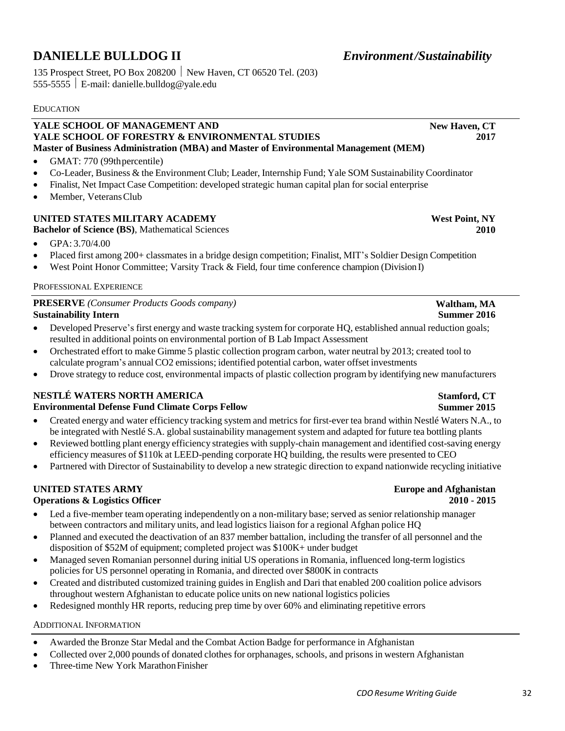# DANIELLE BULLDOG II *Environment/Sustainability*

135 Prospect Street, PO Box 208200 | New Haven, CT 06520 Tel. (203) 555-5555 | E-mail: danielle.bulldog@yale.edu

## EDUCATION

**YALE SCHOOL OF MANAGEMENT AND** **New Haven, CT**
**YALE SCHOOL OF FORESTRY & ENVIRONMENTAL STUDIES** **2017**
**Master of Business Administration (MBA) and Master of Environmental Management (MEM)**

- GMAT: 770 (99th percentile)
- Co-Leader, Business & the Environment Club; Leader, Internship Fund; Yale SOM Sustainability Coordinator
- Finalist, Net Impact Case Competition: developed strategic human capital plan for social enterprise
- Member, Veterans Club

**UNITED STATES MILITARY ACADEMY** **West Point, NY**
**Bachelor of Science (BS)**, Mathematical Sciences **2010**

- GPA: 3.70/4.00
- Placed first among 200+ classmates in a bridge design competition; Finalist, MIT's Soldier Design Competition
- West Point Honor Committee; Varsity Track & Field, four time conference champion (Division I)

## PROFESSIONAL EXPERIENCE

**PRESERVE** *(Consumer Products Goods company)* **Waltham, MA**
**Sustainability Intern** **Summer 2016**

- Developed Preserve's first energy and waste tracking system for corporate HQ, established annual reduction goals; resulted in additional points on environmental portion of B Lab Impact Assessment
- Orchestrated effort to make Gimme 5 plastic collection program carbon, water neutral by 2013; created tool to calculate program's annual CO2 emissions; identified potential carbon, water offset investments
- Drove strategy to reduce cost, environmental impacts of plastic collection program by identifying new manufacturers

**NESTLÉ WATERS NORTH AMERICA** **Stamford, CT**
**Environmental Defense Fund Climate Corps Fellow** **Summer 2015**

- Created energy and water efficiency tracking system and metrics for first-ever tea brand within Nestlé Waters N.A., to be integrated with Nestlé S.A. global sustainability management system and adapted for future tea bottling plants
- Reviewed bottling plant energy efficiency strategies with supply-chain management and identified cost-saving energy efficiency measures of $110k at LEED-pending corporate HQ building, the results were presented to CEO
- Partnered with Director of Sustainability to develop a new strategic direction to expand nationwide recycling initiative

**UNITED STATES ARMY** **Europe and Afghanistan**
**Operations & Logistics Officer** **2010 - 2015**

- Led a five-member team operating independently on a non-military base; served as senior relationship manager between contractors and military units, and lead logistics liaison for a regional Afghan police HQ
- Planned and executed the deactivation of an 837 member battalion, including the transfer of all personnel and the disposition of $52M of equipment; completed project was $100K+ under budget
- Managed seven Romanian personnel during initial US operations in Romania, influenced long-term logistics policies for US personnel operating in Romania, and directed over $800K in contracts
- Created and distributed customized training guides in English and Dari that enabled 200 coalition police advisors throughout western Afghanistan to educate police units on new national logistics policies
- Redesigned monthly HR reports, reducing prep time by over 60% and eliminating repetitive errors

## ADDITIONAL INFORMATION

- Awarded the Bronze Star Medal and the Combat Action Badge for performance in Afghanistan
- Collected over 2,000 pounds of donated clothes for orphanages, schools, and prisons in western Afghanistan
- Three-time New York Marathon Finisher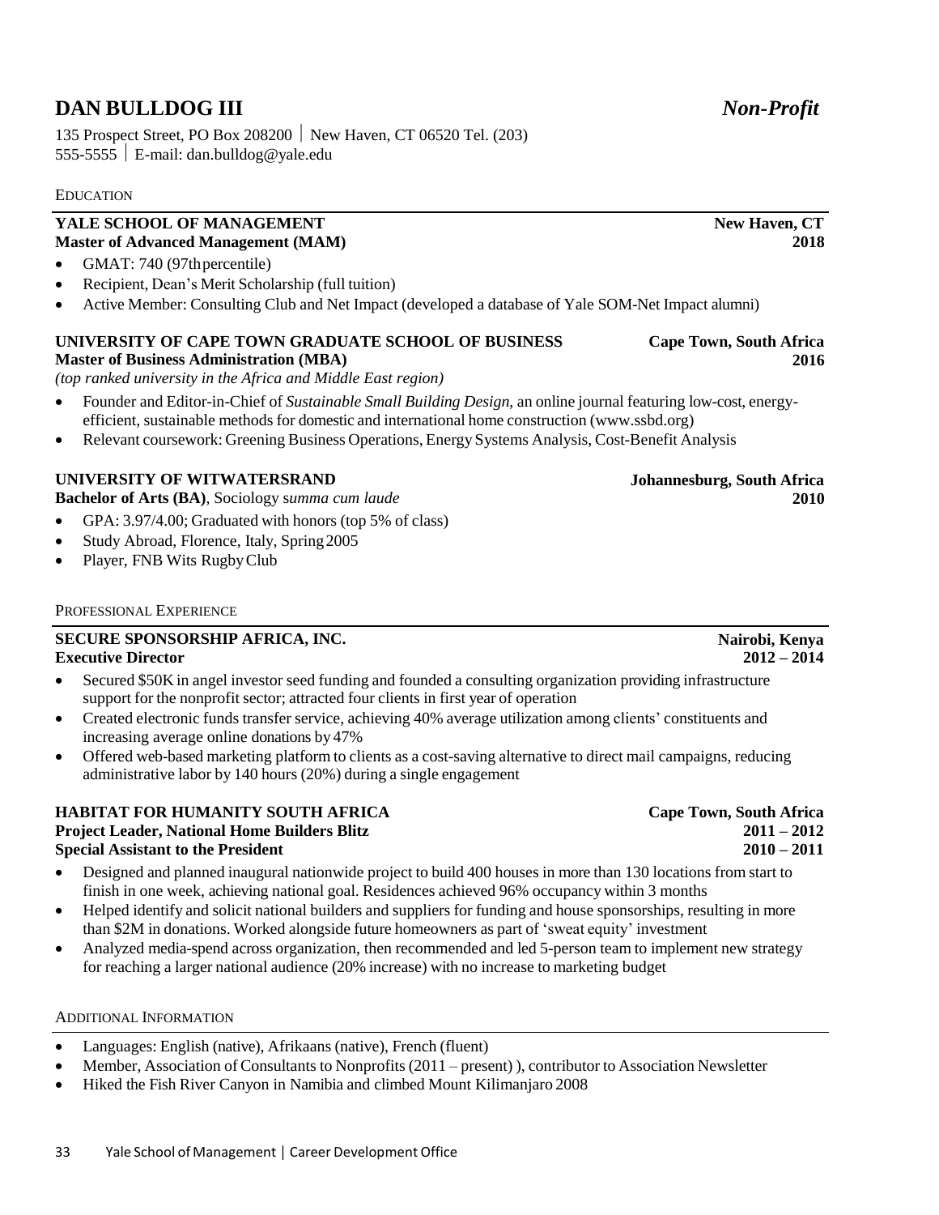# DAN BULLDOG III *Non-Profit*

135 Prospect Street, PO Box 208200 | New Haven, CT 06520 Tel. (203) 555-5555 | E-mail: dan.bulldog@yale.edu

## EDUCATION

**YALE SCHOOL OF MANAGEMENT** **New Haven, CT**
**Master of Advanced Management (MAM)** **2018**

- GMAT: 740 (97th percentile)
- Recipient, Dean's Merit Scholarship (full tuition)
- Active Member: Consulting Club and Net Impact (developed a database of Yale SOM-Net Impact alumni)

**UNIVERSITY OF CAPE TOWN GRADUATE SCHOOL OF BUSINESS** **Cape Town, South Africa**
**Master of Business Administration (MBA)** **2016**
*(top ranked university in the Africa and Middle East region)*

- Founder and Editor-in-Chief of *Sustainable Small Building Design*, an online journal featuring low-cost, energy-efficient, sustainable methods for domestic and international home construction (www.ssbd.org)
- Relevant coursework: Greening Business Operations, Energy Systems Analysis, Cost-Benefit Analysis

**UNIVERSITY OF WITWATERSRAND** **Johannesburg, South Africa**
**Bachelor of Arts (BA)**, Sociology *summa cum laude* **2010**

- GPA: 3.97/4.00; Graduated with honors (top 5% of class)
- Study Abroad, Florence, Italy, Spring 2005
- Player, FNB Wits Rugby Club

## PROFESSIONAL EXPERIENCE

**SECURE SPONSORSHIP AFRICA, INC.** **Nairobi, Kenya**
**Executive Director** **2012 – 2014**

- Secured $50K in angel investor seed funding and founded a consulting organization providing infrastructure support for the nonprofit sector; attracted four clients in first year of operation
- Created electronic funds transfer service, achieving 40% average utilization among clients' constituents and increasing average online donations by 47%
- Offered web-based marketing platform to clients as a cost-saving alternative to direct mail campaigns, reducing administrative labor by 140 hours (20%) during a single engagement

**HABITAT FOR HUMANITY SOUTH AFRICA** **Cape Town, South Africa**
**Project Leader, National Home Builders Blitz** **2011 – 2012**
**Special Assistant to the President** **2010 – 2011**

- Designed and planned inaugural nationwide project to build 400 houses in more than 130 locations from start to finish in one week, achieving national goal. Residences achieved 96% occupancy within 3 months
- Helped identify and solicit national builders and suppliers for funding and house sponsorships, resulting in more than $2M in donations. Worked alongside future homeowners as part of 'sweat equity' investment
- Analyzed media-spend across organization, then recommended and led 5-person team to implement new strategy for reaching a larger national audience (20% increase) with no increase to marketing budget

## ADDITIONAL INFORMATION

- Languages: English (native), Afrikaans (native), French (fluent)
- Member, Association of Consultants to Nonprofits (2011 – present) ), contributor to Association Newsletter
- Hiked the Fish River Canyon in Namibia and climbed Mount Kilimanjaro 2008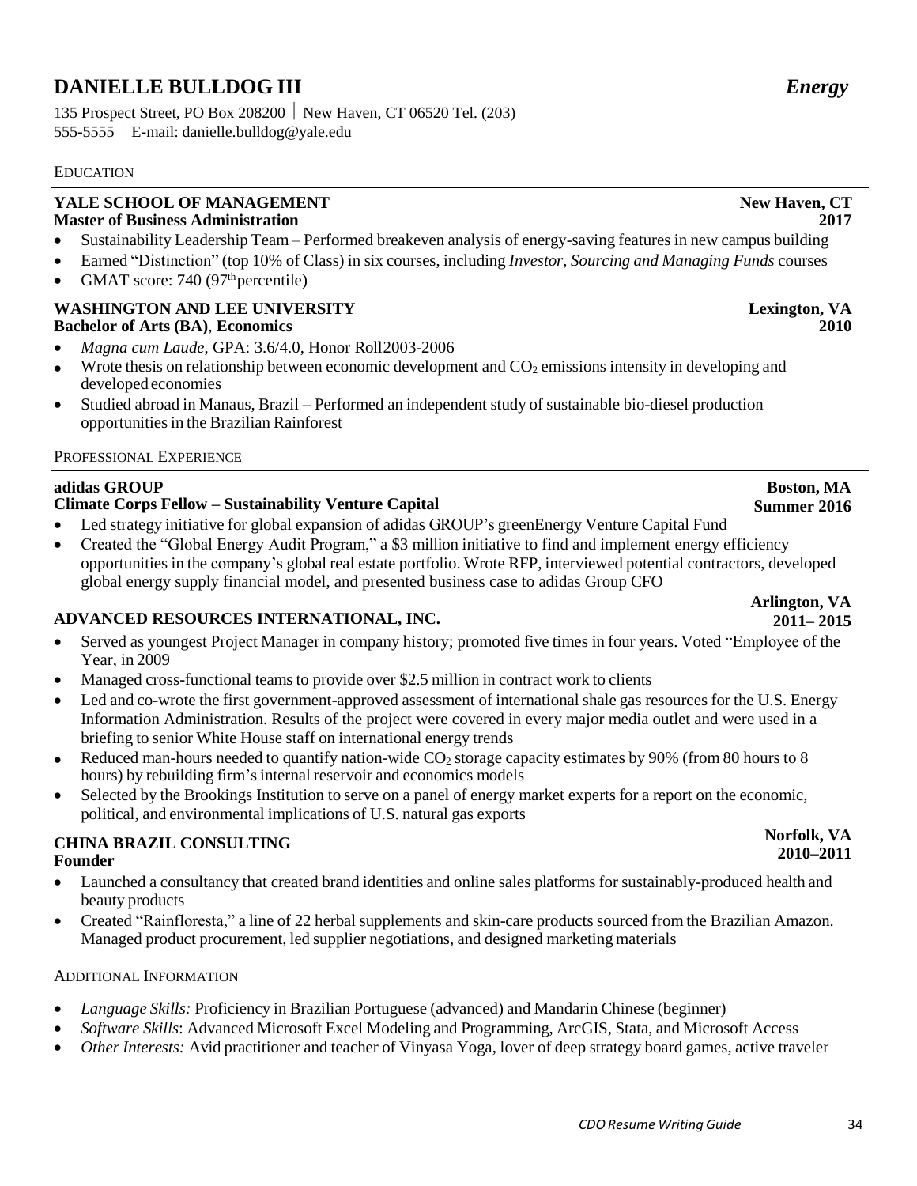# DANIELLE BULLDOG III *Energy*

135 Prospect Street, PO Box 208200 | New Haven, CT 06520 Tel. (203) 555-5555 | E-mail: danielle.bulldog@yale.edu

## EDUCATION

**YALE SCHOOL OF MANAGEMENT** **New Haven, CT**
**Master of Business Administration** **2017**

- Sustainability Leadership Team – Performed breakeven analysis of energy-saving features in new campus building
- Earned "Distinction" (top 10% of Class) in six courses, including *Investor, Sourcing and Managing Funds* courses
- GMAT score: 740 (97th percentile)

**WASHINGTON AND LEE UNIVERSITY** **Lexington, VA**
**Bachelor of Arts (BA), Economics** **2010**

- *Magna cum Laude*, GPA: 3.6/4.0, Honor Roll2003-2006
- Wrote thesis on relationship between economic development and $CO_2$ emissions intensity in developing and developed economies
- Studied abroad in Manaus, Brazil – Performed an independent study of sustainable bio-diesel production opportunities in the Brazilian Rainforest

## PROFESSIONAL EXPERIENCE

**adidas GROUP** **Boston, MA**
**Climate Corps Fellow – Sustainability Venture Capital** **Summer 2016**

- Led strategy initiative for global expansion of adidas GROUP's greenEnergy Venture Capital Fund
- Created the "Global Energy Audit Program," a $3 million initiative to find and implement energy efficiency opportunities in the company's global real estate portfolio. Wrote RFP, interviewed potential contractors, developed global energy supply financial model, and presented business case to adidas Group CFO

**ADVANCED RESOURCES INTERNATIONAL, INC.** **Arlington, VA**
**2011– 2015**

- Served as youngest Project Manager in company history; promoted five times in four years. Voted "Employee of the Year, in 2009
- Managed cross-functional teams to provide over $2.5 million in contract work to clients
- Led and co-wrote the first government-approved assessment of international shale gas resources for the U.S. Energy Information Administration. Results of the project were covered in every major media outlet and were used in a briefing to senior White House staff on international energy trends
- Reduced man-hours needed to quantify nation-wide $CO_2$ storage capacity estimates by 90% (from 80 hours to 8 hours) by rebuilding firm's internal reservoir and economics models
- Selected by the Brookings Institution to serve on a panel of energy market experts for a report on the economic, political, and environmental implications of U.S. natural gas exports

**CHINA BRAZIL CONSULTING** **Norfolk, VA**
**Founder** **2010–2011**

- Launched a consultancy that created brand identities and online sales platforms for sustainably-produced health and beauty products
- Created "Rainfloresta," a line of 22 herbal supplements and skin-care products sourced from the Brazilian Amazon. Managed product procurement, led supplier negotiations, and designed marketing materials

## ADDITIONAL INFORMATION

- *Language Skills:* Proficiency in Brazilian Portuguese (advanced) and Mandarin Chinese (beginner)
- *Software Skills*: Advanced Microsoft Excel Modeling and Programming, ArcGIS, Stata, and Microsoft Access
- *Other Interests:* Avid practitioner and teacher of Vinyasa Yoga, lover of deep strategy board games, active traveler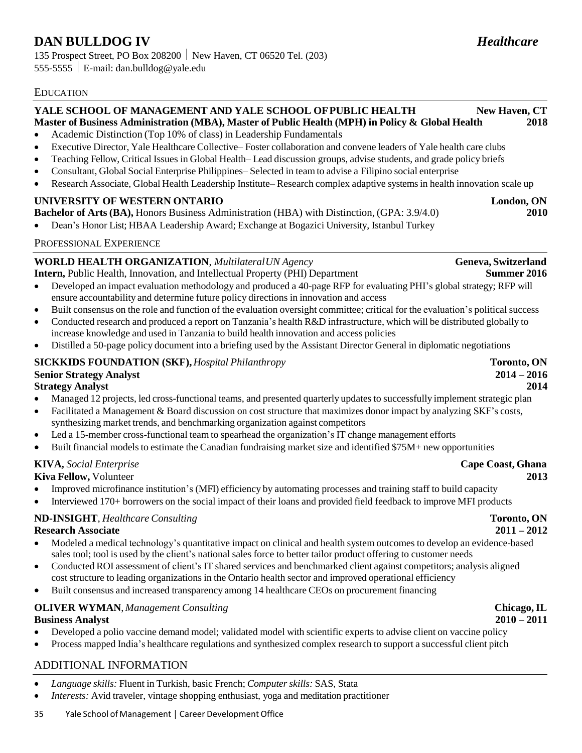# DAN BULLDOG IV *Healthcare*

135 Prospect Street, PO Box 208200 | New Haven, CT 06520 Tel. (203) 555-5555 | E-mail: dan.bulldog@yale.edu

## EDUCATION

**YALE SCHOOL OF MANAGEMENT AND YALE SCHOOL OF PUBLIC HEALTH** **New Haven, CT**
**Master of Business Administration (MBA), Master of Public Health (MPH) in Policy & Global Health** **2018**

- Academic Distinction (Top 10% of class) in Leadership Fundamentals
- Executive Director, Yale Healthcare Collective– Foster collaboration and convene leaders of Yale health care clubs
- Teaching Fellow, Critical Issues in Global Health– Lead discussion groups, advise students, and grade policy briefs
- Consultant, Global Social Enterprise Philippines– Selected in team to advise a Filipino social enterprise
- Research Associate, Global Health Leadership Institute– Research complex adaptive systems in health innovation scale up

**UNIVERSITY OF WESTERN ONTARIO** **London, ON**
**Bachelor of Arts (BA),** Honors Business Administration (HBA) with Distinction, (GPA: 3.9/4.0) **2010**

- Dean's Honor List; HBAA Leadership Award; Exchange at Bogazici University, Istanbul Turkey

## PROFESSIONAL EXPERIENCE

**WORLD HEALTH ORGANIZATION**, *Multilateral UN Agency* **Geneva, Switzerland**
**Intern,** Public Health, Innovation, and Intellectual Property (PHI) Department **Summer 2016**

- Developed an impact evaluation methodology and produced a 40-page RFP for evaluating PHI's global strategy; RFP will ensure accountability and determine future policy directions in innovation and access
- Built consensus on the role and function of the evaluation oversight committee; critical for the evaluation's political success
- Conducted research and produced a report on Tanzania's health R&D infrastructure, which will be distributed globally to increase knowledge and used in Tanzania to build health innovation and access policies
- Distilled a 50-page policy document into a briefing used by the Assistant Director General in diplomatic negotiations

**SICKKIDS FOUNDATION (SKF),** *Hospital Philanthropy* **Toronto, ON**
**Senior Strategy Analyst** **2014 – 2016**
**Strategy Analyst** **2014**

- Managed 12 projects, led cross-functional teams, and presented quarterly updates to successfully implement strategic plan
- Facilitated a Management & Board discussion on cost structure that maximizes donor impact by analyzing SKF's costs, synthesizing market trends, and benchmarking organization against competitors
- Led a 15-member cross-functional team to spearhead the organization's IT change management efforts
- Built financial models to estimate the Canadian fundraising market size and identified $75M+ new opportunities

**KIVA,** *Social Enterprise* **Cape Coast, Ghana**
**Kiva Fellow,** Volunteer **2013**

- Improved microfinance institution's (MFI) efficiency by automating processes and training staff to build capacity
- Interviewed 170+ borrowers on the social impact of their loans and provided field feedback to improve MFI products

**ND-INSIGHT**, *Healthcare Consulting* **Toronto, ON**
**Research Associate** **2011 – 2012**

- Modeled a medical technology's quantitative impact on clinical and health system outcomes to develop an evidence-based sales tool; tool is used by the client's national sales force to better tailor product offering to customer needs
- Conducted ROI assessment of client's IT shared services and benchmarked client against competitors; analysis aligned cost structure to leading organizations in the Ontario health sector and improved operational efficiency
- Built consensus and increased transparency among 14 healthcare CEOs on procurement financing

**OLIVER WYMAN**, *Management Consulting* **Chicago, IL**
**Business Analyst** **2010 – 2011**

- Developed a polio vaccine demand model; validated model with scientific experts to advise client on vaccine policy
- Process mapped India's healthcare regulations and synthesized complex research to support a successful client pitch

## ADDITIONAL INFORMATION

- *Language skills:* Fluent in Turkish, basic French; *Computer skills:* SAS, Stata
- *Interests:* Avid traveler, vintage shopping enthusiast, yoga and meditation practitioner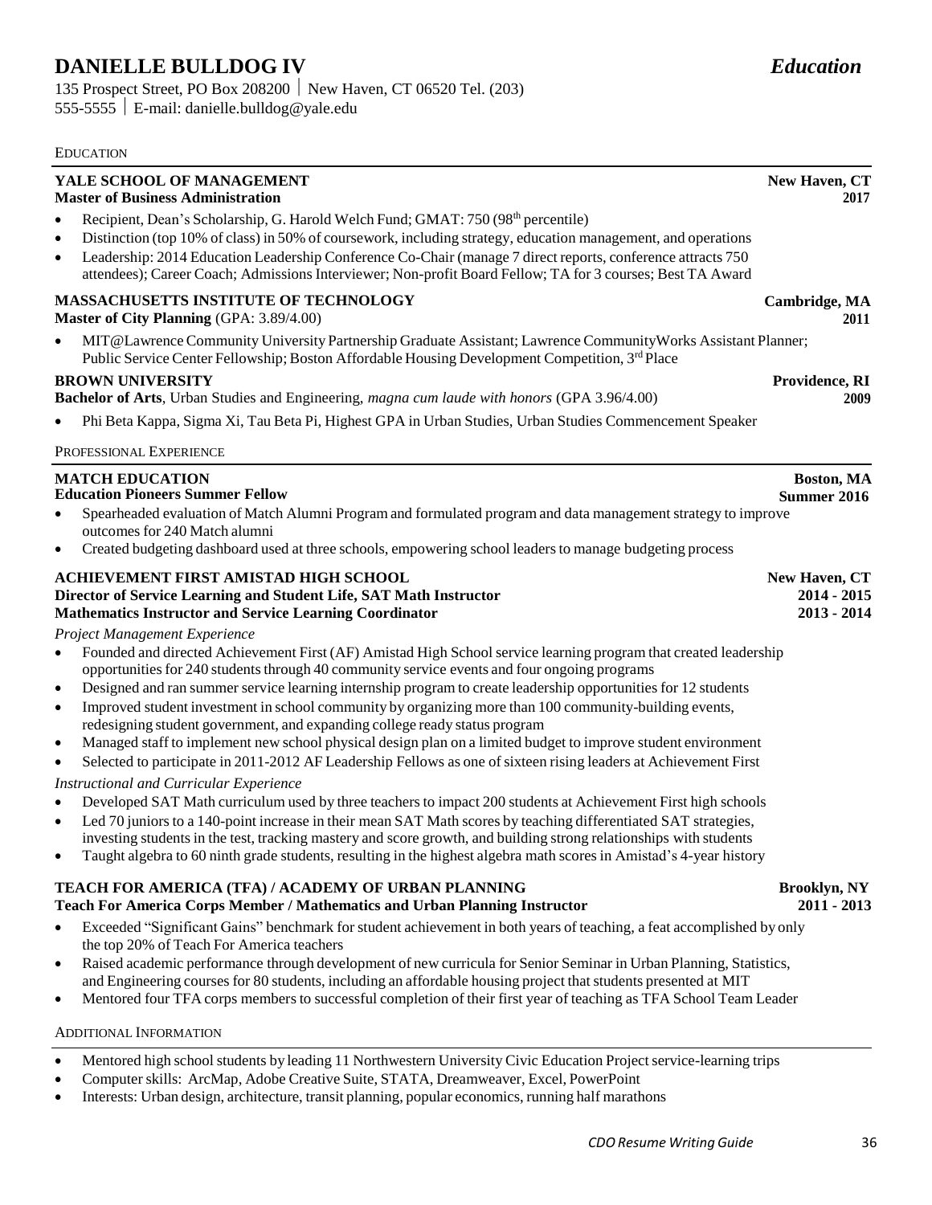# DANIELLE BULLDOG IV

*Education*

135 Prospect Street, PO Box 208200 | New Haven, CT 06520 Tel. (203) 555-5555 | E-mail: danielle.bulldog@yale.edu

## EDUCATION

**YALE SCHOOL OF MANAGEMENT** — **New Haven, CT**
**Master of Business Administration** — **2017**

- Recipient, Dean's Scholarship, G. Harold Welch Fund; GMAT: 750 (98th percentile)
- Distinction (top 10% of class) in 50% of coursework, including strategy, education management, and operations
- Leadership: 2014 Education Leadership Conference Co-Chair (manage 7 direct reports, conference attracts 750 attendees); Career Coach; Admissions Interviewer; Non-profit Board Fellow; TA for 3 courses; Best TA Award

**MASSACHUSETTS INSTITUTE OF TECHNOLOGY** — **Cambridge, MA**
**Master of City Planning** (GPA: 3.89/4.00) — **2011**

- MIT@Lawrence Community University Partnership Graduate Assistant; Lawrence CommunityWorks Assistant Planner; Public Service Center Fellowship; Boston Affordable Housing Development Competition, 3rd Place

**BROWN UNIVERSITY** — **Providence, RI**
**Bachelor of Arts**, Urban Studies and Engineering, *magna cum laude with honors* (GPA 3.96/4.00) — **2009**

- Phi Beta Kappa, Sigma Xi, Tau Beta Pi, Highest GPA in Urban Studies, Urban Studies Commencement Speaker

## PROFESSIONAL EXPERIENCE

**MATCH EDUCATION** — **Boston, MA**
**Education Pioneers Summer Fellow** — **Summer 2016**

- Spearheaded evaluation of Match Alumni Program and formulated program and data management strategy to improve outcomes for 240 Match alumni
- Created budgeting dashboard used at three schools, empowering school leaders to manage budgeting process

**ACHIEVEMENT FIRST AMISTAD HIGH SCHOOL** — **New Haven, CT**
**Director of Service Learning and Student Life, SAT Math Instructor** — **2014 - 2015**
**Mathematics Instructor and Service Learning Coordinator** — **2013 - 2014**

*Project Management Experience*

- Founded and directed Achievement First (AF) Amistad High School service learning program that created leadership opportunities for 240 students through 40 community service events and four ongoing programs
- Designed and ran summer service learning internship program to create leadership opportunities for 12 students
- Improved student investment in school community by organizing more than 100 community-building events, redesigning student government, and expanding college ready status program
- Managed staff to implement new school physical design plan on a limited budget to improve student environment
- Selected to participate in 2011-2012 AF Leadership Fellows as one of sixteen rising leaders at Achievement First

*Instructional and Curricular Experience*

- Developed SAT Math curriculum used by three teachers to impact 200 students at Achievement First high schools
- Led 70 juniors to a 140-point increase in their mean SAT Math scores by teaching differentiated SAT strategies, investing students in the test, tracking mastery and score growth, and building strong relationships with students
- Taught algebra to 60 ninth grade students, resulting in the highest algebra math scores in Amistad's 4-year history

**TEACH FOR AMERICA (TFA) / ACADEMY OF URBAN PLANNING** — **Brooklyn, NY**
**Teach For America Corps Member / Mathematics and Urban Planning Instructor** — **2011 - 2013**

- Exceeded "Significant Gains" benchmark for student achievement in both years of teaching, a feat accomplished by only the top 20% of Teach For America teachers
- Raised academic performance through development of new curricula for Senior Seminar in Urban Planning, Statistics, and Engineering courses for 80 students, including an affordable housing project that students presented at MIT
- Mentored four TFA corps members to successful completion of their first year of teaching as TFA School Team Leader

## ADDITIONAL INFORMATION

- Mentored high school students by leading 11 Northwestern University Civic Education Project service-learning trips
- Computer skills: ArcMap, Adobe Creative Suite, STATA, Dreamweaver, Excel, PowerPoint
- Interests: Urban design, architecture, transit planning, popular economics, running half marathons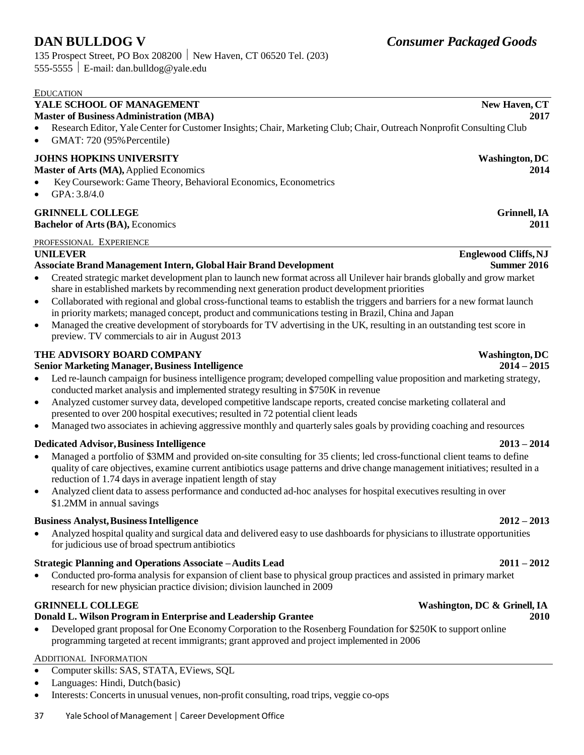# DAN BULLDOG V *Consumer Packaged Goods*

135 Prospect Street, PO Box 208200 | New Haven, CT 06520 Tel. (203) 555-5555 | E-mail: dan.bulldog@yale.edu

## EDUCATION

**YALE SCHOOL OF MANAGEMENT** **New Haven, CT**
**Master of Business Administration (MBA)** **2017**

- Research Editor, Yale Center for Customer Insights; Chair, Marketing Club; Chair, Outreach Nonprofit Consulting Club
- GMAT: 720 (95% Percentile)

**JOHNS HOPKINS UNIVERSITY** **Washington, DC**
**Master of Arts (MA),** Applied Economics **2014**

- Key Coursework: Game Theory, Behavioral Economics, Econometrics
- GPA: 3.8/4.0

**GRINNELL COLLEGE** **Grinnell, IA**
**Bachelor of Arts (BA),** Economics **2011**

## PROFESSIONAL EXPERIENCE

**UNILEVER** **Englewood Cliffs, NJ**
**Associate Brand Management Intern, Global Hair Brand Development** **Summer 2016**

- Created strategic market development plan to launch new format across all Unilever hair brands globally and grow market share in established markets by recommending next generation product development priorities
- Collaborated with regional and global cross-functional teams to establish the triggers and barriers for a new format launch in priority markets; managed concept, product and communications testing in Brazil, China and Japan
- Managed the creative development of storyboards for TV advertising in the UK, resulting in an outstanding test score in preview. TV commercials to air in August 2013

**THE ADVISORY BOARD COMPANY** **Washington, DC**
**Senior Marketing Manager, Business Intelligence** **2014 – 2015**

- Led re-launch campaign for business intelligence program; developed compelling value proposition and marketing strategy, conducted market analysis and implemented strategy resulting in $750K in revenue
- Analyzed customer survey data, developed competitive landscape reports, created concise marketing collateral and presented to over 200 hospital executives; resulted in 72 potential client leads
- Managed two associates in achieving aggressive monthly and quarterly sales goals by providing coaching and resources

**Dedicated Advisor, Business Intelligence** **2013 – 2014**

- Managed a portfolio of $3MM and provided on-site consulting for 35 clients; led cross-functional client teams to define quality of care objectives, examine current antibiotics usage patterns and drive change management initiatives; resulted in a reduction of 1.74 days in average inpatient length of stay
- Analyzed client data to assess performance and conducted ad-hoc analyses for hospital executives resulting in over $1.2MM in annual savings

**Business Analyst, Business Intelligence** **2012 – 2013**

- Analyzed hospital quality and surgical data and delivered easy to use dashboards for physicians to illustrate opportunities for judicious use of broad spectrum antibiotics

**Strategic Planning and Operations Associate – Audits Lead** **2011 – 2012**

- Conducted pro-forma analysis for expansion of client base to physical group practices and assisted in primary market research for new physician practice division; division launched in 2009

**GRINNELL COLLEGE** **Washington, DC & Grinell, IA**
**Donald L. Wilson Program in Enterprise and Leadership Grantee** **2010**

- Developed grant proposal for One Economy Corporation to the Rosenberg Foundation for $250K to support online programming targeted at recent immigrants; grant approved and project implemented in 2006

## ADDITIONAL INFORMATION

- Computer skills: SAS, STATA, EViews, SQL
- Languages: Hindi, Dutch (basic)
- Interests: Concerts in unusual venues, non-profit consulting, road trips, veggie co-ops